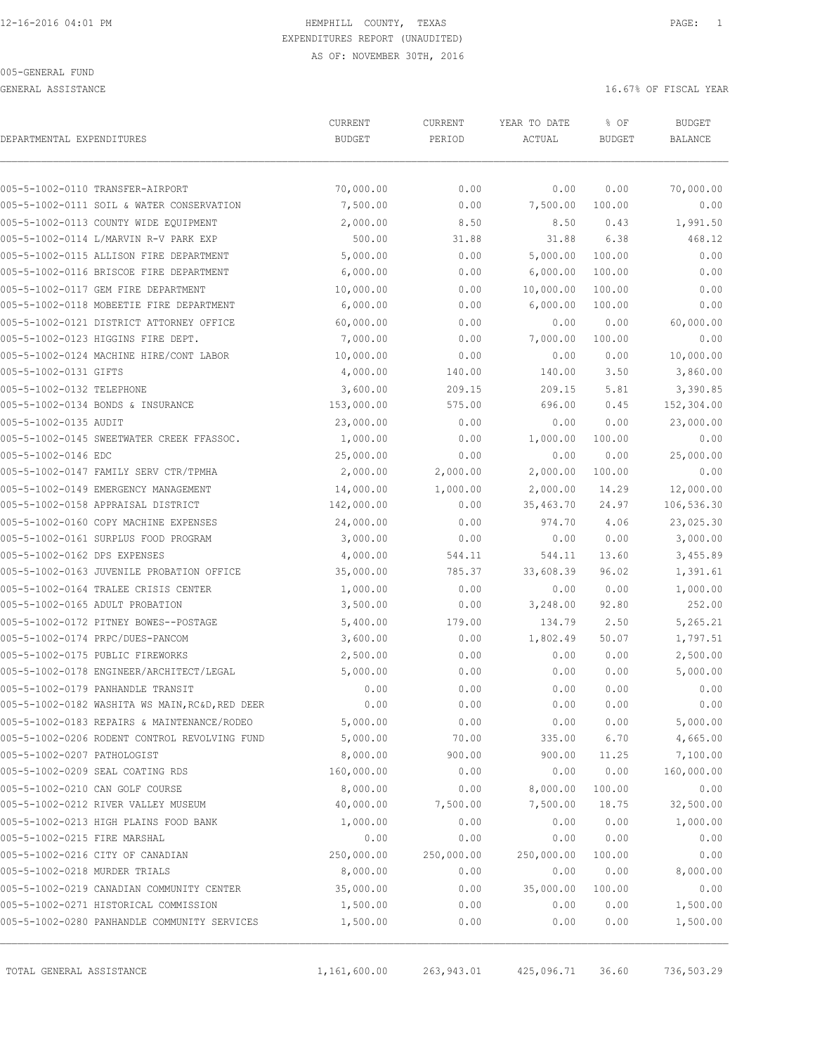12-16-2016 04:01 PM

HEMPHILL COUNTY, TEXAS
EXPENDITURES REPORT (UNAUDITED)
AS OF: NOVEMBER 30TH, 2016

005-GENERAL FUND
GENERAL ASSISTANCE

16.67% OF FISCAL YEAR

| DEPARTMENTAL EXPENDITURES | CURRENT BUDGET | CURRENT PERIOD | YEAR TO DATE ACTUAL | % OF BUDGET | BUDGET BALANCE |
|---|---|---|---|---|---|
| 005-5-1002-0110 TRANSFER-AIRPORT | 70,000.00 | 0.00 | 0.00 | 0.00 | 70,000.00 |
| 005-5-1002-0111 SOIL & WATER CONSERVATION | 7,500.00 | 0.00 | 7,500.00 | 100.00 | 0.00 |
| 005-5-1002-0113 COUNTY WIDE EQUIPMENT | 2,000.00 | 8.50 | 8.50 | 0.43 | 1,991.50 |
| 005-5-1002-0114 L/MARVIN R-V PARK EXP | 500.00 | 31.88 | 31.88 | 6.38 | 468.12 |
| 005-5-1002-0115 ALLISON FIRE DEPARTMENT | 5,000.00 | 0.00 | 5,000.00 | 100.00 | 0.00 |
| 005-5-1002-0116 BRISCOE FIRE DEPARTMENT | 6,000.00 | 0.00 | 6,000.00 | 100.00 | 0.00 |
| 005-5-1002-0117 GEM FIRE DEPARTMENT | 10,000.00 | 0.00 | 10,000.00 | 100.00 | 0.00 |
| 005-5-1002-0118 MOBEETIE FIRE DEPARTMENT | 6,000.00 | 0.00 | 6,000.00 | 100.00 | 0.00 |
| 005-5-1002-0121 DISTRICT ATTORNEY OFFICE | 60,000.00 | 0.00 | 0.00 | 0.00 | 60,000.00 |
| 005-5-1002-0123 HIGGINS FIRE DEPT. | 7,000.00 | 0.00 | 7,000.00 | 100.00 | 0.00 |
| 005-5-1002-0124 MACHINE HIRE/CONT LABOR | 10,000.00 | 0.00 | 0.00 | 0.00 | 10,000.00 |
| 005-5-1002-0131 GIFTS | 4,000.00 | 140.00 | 140.00 | 3.50 | 3,860.00 |
| 005-5-1002-0132 TELEPHONE | 3,600.00 | 209.15 | 209.15 | 5.81 | 3,390.85 |
| 005-5-1002-0134 BONDS & INSURANCE | 153,000.00 | 575.00 | 696.00 | 0.45 | 152,304.00 |
| 005-5-1002-0135 AUDIT | 23,000.00 | 0.00 | 0.00 | 0.00 | 23,000.00 |
| 005-5-1002-0145 SWEETWATER CREEK FFASSOC. | 1,000.00 | 0.00 | 1,000.00 | 100.00 | 0.00 |
| 005-5-1002-0146 EDC | 25,000.00 | 0.00 | 0.00 | 0.00 | 25,000.00 |
| 005-5-1002-0147 FAMILY SERV CTR/TPMHA | 2,000.00 | 2,000.00 | 2,000.00 | 100.00 | 0.00 |
| 005-5-1002-0149 EMERGENCY MANAGEMENT | 14,000.00 | 1,000.00 | 2,000.00 | 14.29 | 12,000.00 |
| 005-5-1002-0158 APPRAISAL DISTRICT | 142,000.00 | 0.00 | 35,463.70 | 24.97 | 106,536.30 |
| 005-5-1002-0160 COPY MACHINE EXPENSES | 24,000.00 | 0.00 | 974.70 | 4.06 | 23,025.30 |
| 005-5-1002-0161 SURPLUS FOOD PROGRAM | 3,000.00 | 0.00 | 0.00 | 0.00 | 3,000.00 |
| 005-5-1002-0162 DPS EXPENSES | 4,000.00 | 544.11 | 544.11 | 13.60 | 3,455.89 |
| 005-5-1002-0163 JUVENILE PROBATION OFFICE | 35,000.00 | 785.37 | 33,608.39 | 96.02 | 1,391.61 |
| 005-5-1002-0164 TRALEE CRISIS CENTER | 1,000.00 | 0.00 | 0.00 | 0.00 | 1,000.00 |
| 005-5-1002-0165 ADULT PROBATION | 3,500.00 | 0.00 | 3,248.00 | 92.80 | 252.00 |
| 005-5-1002-0172 PITNEY BOWES--POSTAGE | 5,400.00 | 179.00 | 134.79 | 2.50 | 5,265.21 |
| 005-5-1002-0174 PRPC/DUES-PANCOM | 3,600.00 | 0.00 | 1,802.49 | 50.07 | 1,797.51 |
| 005-5-1002-0175 PUBLIC FIREWORKS | 2,500.00 | 0.00 | 0.00 | 0.00 | 2,500.00 |
| 005-5-1002-0178 ENGINEER/ARCHITECT/LEGAL | 5,000.00 | 0.00 | 0.00 | 0.00 | 5,000.00 |
| 005-5-1002-0179 PANHANDLE TRANSIT | 0.00 | 0.00 | 0.00 | 0.00 | 0.00 |
| 005-5-1002-0182 WASHITA WS MAIN,RC&D,RED DEER | 0.00 | 0.00 | 0.00 | 0.00 | 0.00 |
| 005-5-1002-0183 REPAIRS & MAINTENANCE/RODEO | 5,000.00 | 0.00 | 0.00 | 0.00 | 5,000.00 |
| 005-5-1002-0206 RODENT CONTROL REVOLVING FUND | 5,000.00 | 70.00 | 335.00 | 6.70 | 4,665.00 |
| 005-5-1002-0207 PATHOLOGIST | 8,000.00 | 900.00 | 900.00 | 11.25 | 7,100.00 |
| 005-5-1002-0209 SEAL COATING RDS | 160,000.00 | 0.00 | 0.00 | 0.00 | 160,000.00 |
| 005-5-1002-0210 CAN GOLF COURSE | 8,000.00 | 0.00 | 8,000.00 | 100.00 | 0.00 |
| 005-5-1002-0212 RIVER VALLEY MUSEUM | 40,000.00 | 7,500.00 | 7,500.00 | 18.75 | 32,500.00 |
| 005-5-1002-0213 HIGH PLAINS FOOD BANK | 1,000.00 | 0.00 | 0.00 | 0.00 | 1,000.00 |
| 005-5-1002-0215 FIRE MARSHAL | 0.00 | 0.00 | 0.00 | 0.00 | 0.00 |
| 005-5-1002-0216 CITY OF CANADIAN | 250,000.00 | 250,000.00 | 250,000.00 | 100.00 | 0.00 |
| 005-5-1002-0218 MURDER TRIALS | 8,000.00 | 0.00 | 0.00 | 0.00 | 8,000.00 |
| 005-5-1002-0219 CANADIAN COMMUNITY CENTER | 35,000.00 | 0.00 | 35,000.00 | 100.00 | 0.00 |
| 005-5-1002-0271 HISTORICAL COMMISSION | 1,500.00 | 0.00 | 0.00 | 0.00 | 1,500.00 |
| 005-5-1002-0280 PANHANDLE COMMUNITY SERVICES | 1,500.00 | 0.00 | 0.00 | 0.00 | 1,500.00 |
| TOTAL GENERAL ASSISTANCE | 1,161,600.00 | 263,943.01 | 425,096.71 | 36.60 | 736,503.29 |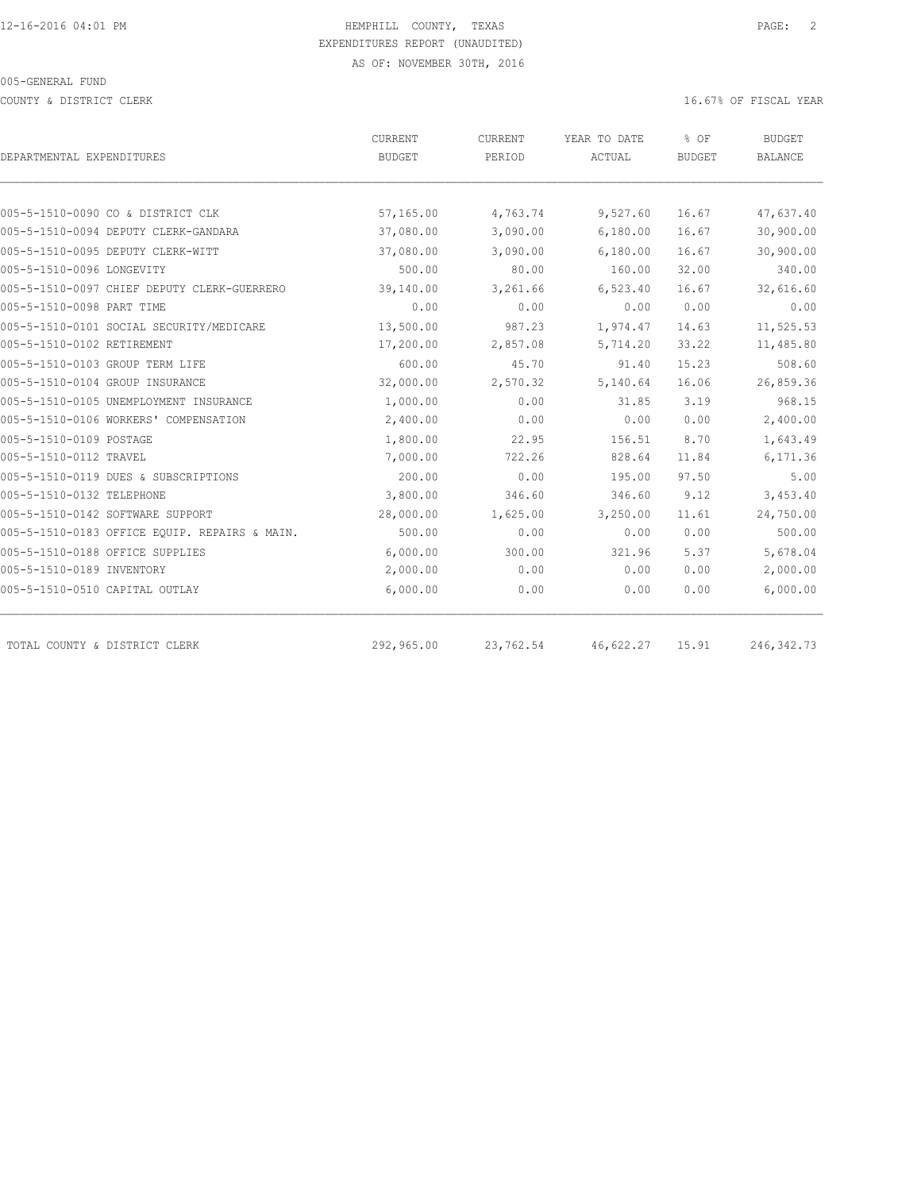HEMPHILL COUNTY, TEXAS
EXPENDITURES REPORT (UNAUDITED)
AS OF: NOVEMBER 30TH, 2016

005-GENERAL FUND

COUNTY & DISTRICT CLERK

16.67% OF FISCAL YEAR

| DEPARTMENTAL EXPENDITURES | CURRENT BUDGET | CURRENT PERIOD | YEAR TO DATE ACTUAL | % OF BUDGET | BUDGET BALANCE |
|---|---|---|---|---|---|
| 005-5-1510-0090 CO & DISTRICT CLK | 57,165.00 | 4,763.74 | 9,527.60 | 16.67 | 47,637.40 |
| 005-5-1510-0094 DEPUTY CLERK-GANDARA | 37,080.00 | 3,090.00 | 6,180.00 | 16.67 | 30,900.00 |
| 005-5-1510-0095 DEPUTY CLERK-WITT | 37,080.00 | 3,090.00 | 6,180.00 | 16.67 | 30,900.00 |
| 005-5-1510-0096 LONGEVITY | 500.00 | 80.00 | 160.00 | 32.00 | 340.00 |
| 005-5-1510-0097 CHIEF DEPUTY CLERK-GUERRERO | 39,140.00 | 3,261.66 | 6,523.40 | 16.67 | 32,616.60 |
| 005-5-1510-0098 PART TIME | 0.00 | 0.00 | 0.00 | 0.00 | 0.00 |
| 005-5-1510-0101 SOCIAL SECURITY/MEDICARE | 13,500.00 | 987.23 | 1,974.47 | 14.63 | 11,525.53 |
| 005-5-1510-0102 RETIREMENT | 17,200.00 | 2,857.08 | 5,714.20 | 33.22 | 11,485.80 |
| 005-5-1510-0103 GROUP TERM LIFE | 600.00 | 45.70 | 91.40 | 15.23 | 508.60 |
| 005-5-1510-0104 GROUP INSURANCE | 32,000.00 | 2,570.32 | 5,140.64 | 16.06 | 26,859.36 |
| 005-5-1510-0105 UNEMPLOYMENT INSURANCE | 1,000.00 | 0.00 | 31.85 | 3.19 | 968.15 |
| 005-5-1510-0106 WORKERS' COMPENSATION | 2,400.00 | 0.00 | 0.00 | 0.00 | 2,400.00 |
| 005-5-1510-0109 POSTAGE | 1,800.00 | 22.95 | 156.51 | 8.70 | 1,643.49 |
| 005-5-1510-0112 TRAVEL | 7,000.00 | 722.26 | 828.64 | 11.84 | 6,171.36 |
| 005-5-1510-0119 DUES & SUBSCRIPTIONS | 200.00 | 0.00 | 195.00 | 97.50 | 5.00 |
| 005-5-1510-0132 TELEPHONE | 3,800.00 | 346.60 | 346.60 | 9.12 | 3,453.40 |
| 005-5-1510-0142 SOFTWARE SUPPORT | 28,000.00 | 1,625.00 | 3,250.00 | 11.61 | 24,750.00 |
| 005-5-1510-0183 OFFICE EQUIP. REPAIRS & MAIN. | 500.00 | 0.00 | 0.00 | 0.00 | 500.00 |
| 005-5-1510-0188 OFFICE SUPPLIES | 6,000.00 | 300.00 | 321.96 | 5.37 | 5,678.04 |
| 005-5-1510-0189 INVENTORY | 2,000.00 | 0.00 | 0.00 | 0.00 | 2,000.00 |
| 005-5-1510-0510 CAPITAL OUTLAY | 6,000.00 | 0.00 | 0.00 | 0.00 | 6,000.00 |
| TOTAL COUNTY & DISTRICT CLERK | 292,965.00 | 23,762.54 | 46,622.27 | 15.91 | 246,342.73 |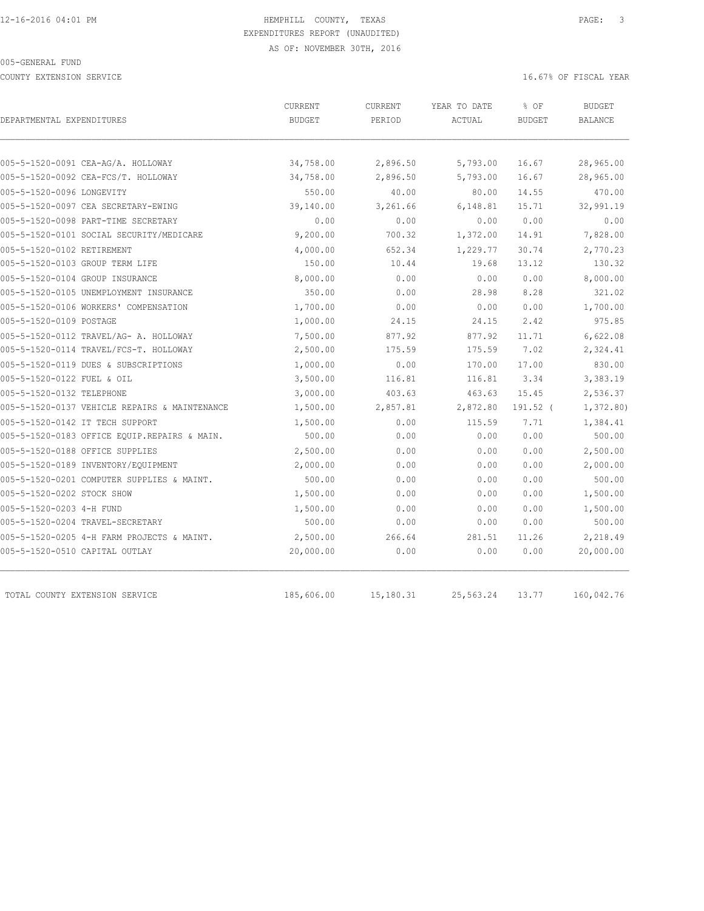HEMPHILL COUNTY, TEXAS
EXPENDITURES REPORT (UNAUDITED)
AS OF: NOVEMBER 30TH, 2016

005-GENERAL FUND

COUNTY EXTENSION SERVICE

16.67% OF FISCAL YEAR

| DEPARTMENTAL EXPENDITURES | CURRENT BUDGET | CURRENT PERIOD | YEAR TO DATE ACTUAL | % OF BUDGET | BUDGET BALANCE |
|---|---|---|---|---|---|
| 005-5-1520-0091 CEA-AG/A. HOLLOWAY | 34,758.00 | 2,896.50 | 5,793.00 | 16.67 | 28,965.00 |
| 005-5-1520-0092 CEA-FCS/T. HOLLOWAY | 34,758.00 | 2,896.50 | 5,793.00 | 16.67 | 28,965.00 |
| 005-5-1520-0096 LONGEVITY | 550.00 | 40.00 | 80.00 | 14.55 | 470.00 |
| 005-5-1520-0097 CEA SECRETARY-EWING | 39,140.00 | 3,261.66 | 6,148.81 | 15.71 | 32,991.19 |
| 005-5-1520-0098 PART-TIME SECRETARY | 0.00 | 0.00 | 0.00 | 0.00 | 0.00 |
| 005-5-1520-0101 SOCIAL SECURITY/MEDICARE | 9,200.00 | 700.32 | 1,372.00 | 14.91 | 7,828.00 |
| 005-5-1520-0102 RETIREMENT | 4,000.00 | 652.34 | 1,229.77 | 30.74 | 2,770.23 |
| 005-5-1520-0103 GROUP TERM LIFE | 150.00 | 10.44 | 19.68 | 13.12 | 130.32 |
| 005-5-1520-0104 GROUP INSURANCE | 8,000.00 | 0.00 | 0.00 | 0.00 | 8,000.00 |
| 005-5-1520-0105 UNEMPLOYMENT INSURANCE | 350.00 | 0.00 | 28.98 | 8.28 | 321.02 |
| 005-5-1520-0106 WORKERS' COMPENSATION | 1,700.00 | 0.00 | 0.00 | 0.00 | 1,700.00 |
| 005-5-1520-0109 POSTAGE | 1,000.00 | 24.15 | 24.15 | 2.42 | 975.85 |
| 005-5-1520-0112 TRAVEL/AG- A. HOLLOWAY | 7,500.00 | 877.92 | 877.92 | 11.71 | 6,622.08 |
| 005-5-1520-0114 TRAVEL/FCS-T. HOLLOWAY | 2,500.00 | 175.59 | 175.59 | 7.02 | 2,324.41 |
| 005-5-1520-0119 DUES & SUBSCRIPTIONS | 1,000.00 | 0.00 | 170.00 | 17.00 | 830.00 |
| 005-5-1520-0122 FUEL & OIL | 3,500.00 | 116.81 | 116.81 | 3.34 | 3,383.19 |
| 005-5-1520-0132 TELEPHONE | 3,000.00 | 403.63 | 463.63 | 15.45 | 2,536.37 |
| 005-5-1520-0137 VEHICLE REPAIRS & MAINTENANCE | 1,500.00 | 2,857.81 | 2,872.80 | 191.52 | ( 1,372.80) |
| 005-5-1520-0142 IT TECH SUPPORT | 1,500.00 | 0.00 | 115.59 | 7.71 | 1,384.41 |
| 005-5-1520-0183 OFFICE EQUIP.REPAIRS & MAIN. | 500.00 | 0.00 | 0.00 | 0.00 | 500.00 |
| 005-5-1520-0188 OFFICE SUPPLIES | 2,500.00 | 0.00 | 0.00 | 0.00 | 2,500.00 |
| 005-5-1520-0189 INVENTORY/EQUIPMENT | 2,000.00 | 0.00 | 0.00 | 0.00 | 2,000.00 |
| 005-5-1520-0201 COMPUTER SUPPLIES & MAINT. | 500.00 | 0.00 | 0.00 | 0.00 | 500.00 |
| 005-5-1520-0202 STOCK SHOW | 1,500.00 | 0.00 | 0.00 | 0.00 | 1,500.00 |
| 005-5-1520-0203 4-H FUND | 1,500.00 | 0.00 | 0.00 | 0.00 | 1,500.00 |
| 005-5-1520-0204 TRAVEL-SECRETARY | 500.00 | 0.00 | 0.00 | 0.00 | 500.00 |
| 005-5-1520-0205 4-H FARM PROJECTS & MAINT. | 2,500.00 | 266.64 | 281.51 | 11.26 | 2,218.49 |
| 005-5-1520-0510 CAPITAL OUTLAY | 20,000.00 | 0.00 | 0.00 | 0.00 | 20,000.00 |
| TOTAL COUNTY EXTENSION SERVICE | 185,606.00 | 15,180.31 | 25,563.24 | 13.77 | 160,042.76 |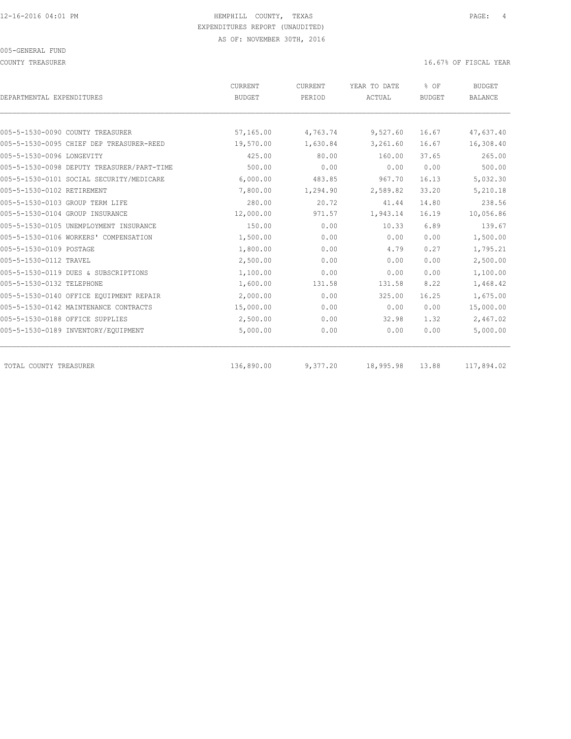HEMPHILL COUNTY, TEXAS
EXPENDITURES REPORT (UNAUDITED)
AS OF: NOVEMBER 30TH, 2016

005-GENERAL FUND

COUNTY TREASURER

16.67% OF FISCAL YEAR

| DEPARTMENTAL EXPENDITURES | CURRENT BUDGET | CURRENT PERIOD | YEAR TO DATE ACTUAL | % OF BUDGET | BUDGET BALANCE |
|---|---|---|---|---|---|
| 005-5-1530-0090 COUNTY TREASURER | 57,165.00 | 4,763.74 | 9,527.60 | 16.67 | 47,637.40 |
| 005-5-1530-0095 CHIEF DEP TREASURER-REED | 19,570.00 | 1,630.84 | 3,261.60 | 16.67 | 16,308.40 |
| 005-5-1530-0096 LONGEVITY | 425.00 | 80.00 | 160.00 | 37.65 | 265.00 |
| 005-5-1530-0098 DEPUTY TREASURER/PART-TIME | 500.00 | 0.00 | 0.00 | 0.00 | 500.00 |
| 005-5-1530-0101 SOCIAL SECURITY/MEDICARE | 6,000.00 | 483.85 | 967.70 | 16.13 | 5,032.30 |
| 005-5-1530-0102 RETIREMENT | 7,800.00 | 1,294.90 | 2,589.82 | 33.20 | 5,210.18 |
| 005-5-1530-0103 GROUP TERM LIFE | 280.00 | 20.72 | 41.44 | 14.80 | 238.56 |
| 005-5-1530-0104 GROUP INSURANCE | 12,000.00 | 971.57 | 1,943.14 | 16.19 | 10,056.86 |
| 005-5-1530-0105 UNEMPLOYMENT INSURANCE | 150.00 | 0.00 | 10.33 | 6.89 | 139.67 |
| 005-5-1530-0106 WORKERS' COMPENSATION | 1,500.00 | 0.00 | 0.00 | 0.00 | 1,500.00 |
| 005-5-1530-0109 POSTAGE | 1,800.00 | 0.00 | 4.79 | 0.27 | 1,795.21 |
| 005-5-1530-0112 TRAVEL | 2,500.00 | 0.00 | 0.00 | 0.00 | 2,500.00 |
| 005-5-1530-0119 DUES & SUBSCRIPTIONS | 1,100.00 | 0.00 | 0.00 | 0.00 | 1,100.00 |
| 005-5-1530-0132 TELEPHONE | 1,600.00 | 131.58 | 131.58 | 8.22 | 1,468.42 |
| 005-5-1530-0140 OFFICE EQUIPMENT REPAIR | 2,000.00 | 0.00 | 325.00 | 16.25 | 1,675.00 |
| 005-5-1530-0142 MAINTENANCE CONTRACTS | 15,000.00 | 0.00 | 0.00 | 0.00 | 15,000.00 |
| 005-5-1530-0188 OFFICE SUPPLIES | 2,500.00 | 0.00 | 32.98 | 1.32 | 2,467.02 |
| 005-5-1530-0189 INVENTORY/EQUIPMENT | 5,000.00 | 0.00 | 0.00 | 0.00 | 5,000.00 |
| TOTAL COUNTY TREASURER | 136,890.00 | 9,377.20 | 18,995.98 | 13.88 | 117,894.02 |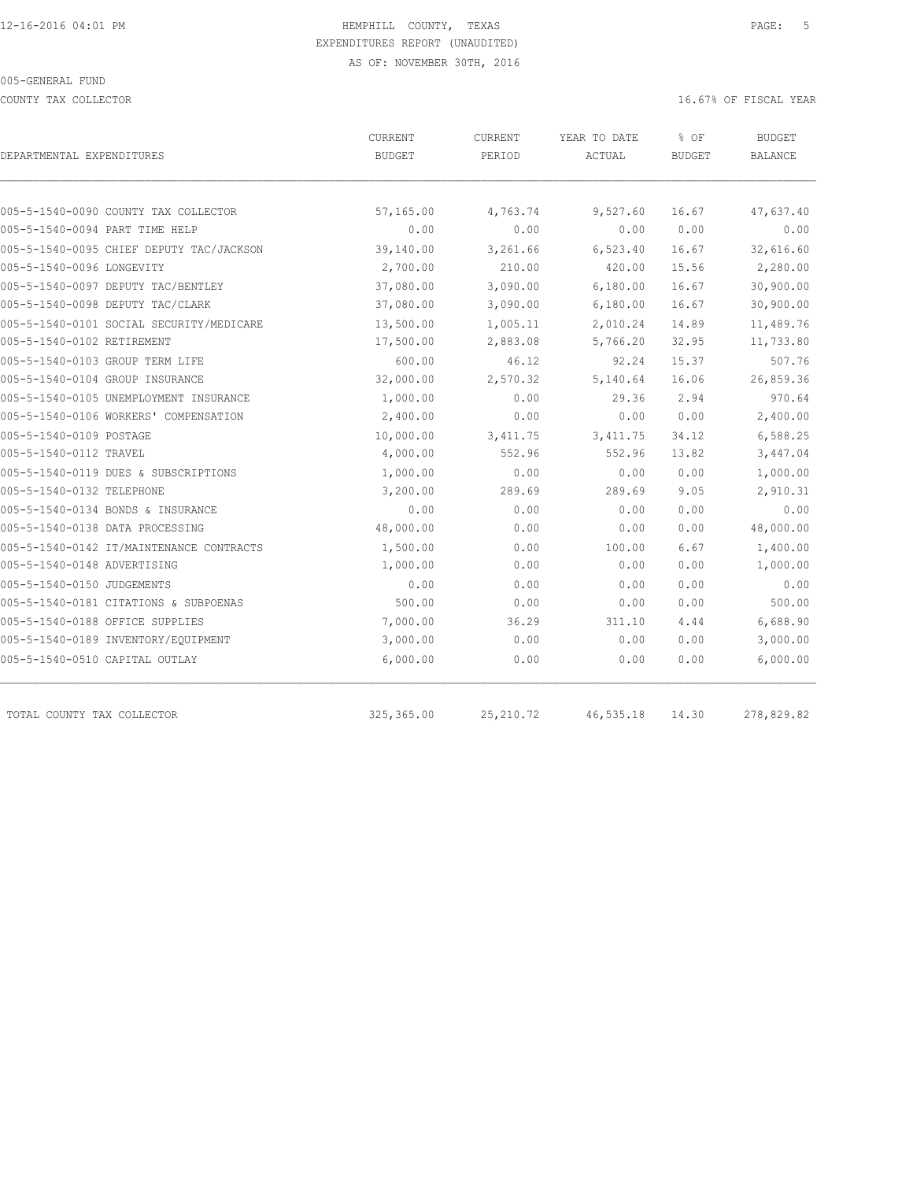HEMPHILL COUNTY, TEXAS
EXPENDITURES REPORT (UNAUDITED)
AS OF: NOVEMBER 30TH, 2016

005-GENERAL FUND

COUNTY TAX COLLECTOR

16.67% OF FISCAL YEAR

| DEPARTMENTAL EXPENDITURES | CURRENT BUDGET | CURRENT PERIOD | YEAR TO DATE ACTUAL | % OF BUDGET | BUDGET BALANCE |
|---|---|---|---|---|---|
| 005-5-1540-0090 COUNTY TAX COLLECTOR | 57,165.00 | 4,763.74 | 9,527.60 | 16.67 | 47,637.40 |
| 005-5-1540-0094 PART TIME HELP | 0.00 | 0.00 | 0.00 | 0.00 | 0.00 |
| 005-5-1540-0095 CHIEF DEPUTY TAC/JACKSON | 39,140.00 | 3,261.66 | 6,523.40 | 16.67 | 32,616.60 |
| 005-5-1540-0096 LONGEVITY | 2,700.00 | 210.00 | 420.00 | 15.56 | 2,280.00 |
| 005-5-1540-0097 DEPUTY TAC/BENTLEY | 37,080.00 | 3,090.00 | 6,180.00 | 16.67 | 30,900.00 |
| 005-5-1540-0098 DEPUTY TAC/CLARK | 37,080.00 | 3,090.00 | 6,180.00 | 16.67 | 30,900.00 |
| 005-5-1540-0101 SOCIAL SECURITY/MEDICARE | 13,500.00 | 1,005.11 | 2,010.24 | 14.89 | 11,489.76 |
| 005-5-1540-0102 RETIREMENT | 17,500.00 | 2,883.08 | 5,766.20 | 32.95 | 11,733.80 |
| 005-5-1540-0103 GROUP TERM LIFE | 600.00 | 46.12 | 92.24 | 15.37 | 507.76 |
| 005-5-1540-0104 GROUP INSURANCE | 32,000.00 | 2,570.32 | 5,140.64 | 16.06 | 26,859.36 |
| 005-5-1540-0105 UNEMPLOYMENT INSURANCE | 1,000.00 | 0.00 | 29.36 | 2.94 | 970.64 |
| 005-5-1540-0106 WORKERS' COMPENSATION | 2,400.00 | 0.00 | 0.00 | 0.00 | 2,400.00 |
| 005-5-1540-0109 POSTAGE | 10,000.00 | 3,411.75 | 3,411.75 | 34.12 | 6,588.25 |
| 005-5-1540-0112 TRAVEL | 4,000.00 | 552.96 | 552.96 | 13.82 | 3,447.04 |
| 005-5-1540-0119 DUES & SUBSCRIPTIONS | 1,000.00 | 0.00 | 0.00 | 0.00 | 1,000.00 |
| 005-5-1540-0132 TELEPHONE | 3,200.00 | 289.69 | 289.69 | 9.05 | 2,910.31 |
| 005-5-1540-0134 BONDS & INSURANCE | 0.00 | 0.00 | 0.00 | 0.00 | 0.00 |
| 005-5-1540-0138 DATA PROCESSING | 48,000.00 | 0.00 | 0.00 | 0.00 | 48,000.00 |
| 005-5-1540-0142 IT/MAINTENANCE CONTRACTS | 1,500.00 | 0.00 | 100.00 | 6.67 | 1,400.00 |
| 005-5-1540-0148 ADVERTISING | 1,000.00 | 0.00 | 0.00 | 0.00 | 1,000.00 |
| 005-5-1540-0150 JUDGEMENTS | 0.00 | 0.00 | 0.00 | 0.00 | 0.00 |
| 005-5-1540-0181 CITATIONS & SUBPOENAS | 500.00 | 0.00 | 0.00 | 0.00 | 500.00 |
| 005-5-1540-0188 OFFICE SUPPLIES | 7,000.00 | 36.29 | 311.10 | 4.44 | 6,688.90 |
| 005-5-1540-0189 INVENTORY/EQUIPMENT | 3,000.00 | 0.00 | 0.00 | 0.00 | 3,000.00 |
| 005-5-1540-0510 CAPITAL OUTLAY | 6,000.00 | 0.00 | 0.00 | 0.00 | 6,000.00 |
| TOTAL COUNTY TAX COLLECTOR | 325,365.00 | 25,210.72 | 46,535.18 | 14.30 | 278,829.82 |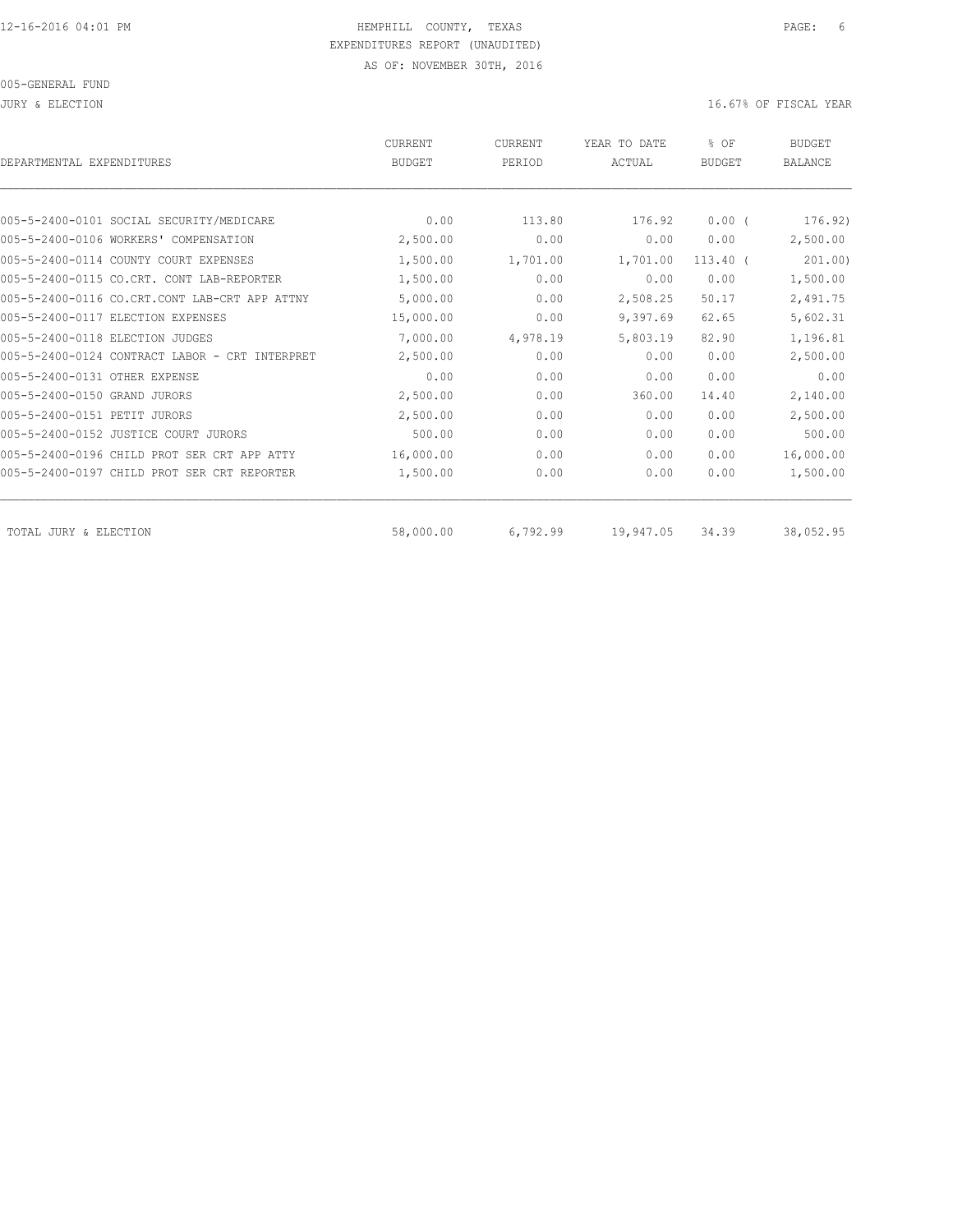HEMPHILL COUNTY, TEXAS
EXPENDITURES REPORT (UNAUDITED)
AS OF: NOVEMBER 30TH, 2016

005-GENERAL FUND

JURY & ELECTION

16.67% OF FISCAL YEAR

| DEPARTMENTAL EXPENDITURES | CURRENT BUDGET | CURRENT PERIOD | YEAR TO DATE ACTUAL | % OF BUDGET | BUDGET BALANCE |
|---|---|---|---|---|---|
| 005-5-2400-0101 SOCIAL SECURITY/MEDICARE | 0.00 | 113.80 | 176.92 | 0.00 ( | 176.92) |
| 005-5-2400-0106 WORKERS' COMPENSATION | 2,500.00 | 0.00 | 0.00 | 0.00 | 2,500.00 |
| 005-5-2400-0114 COUNTY COURT EXPENSES | 1,500.00 | 1,701.00 | 1,701.00 | 113.40 ( | 201.00) |
| 005-5-2400-0115 CO.CRT. CONT LAB-REPORTER | 1,500.00 | 0.00 | 0.00 | 0.00 | 1,500.00 |
| 005-5-2400-0116 CO.CRT.CONT LAB-CRT APP ATTNY | 5,000.00 | 0.00 | 2,508.25 | 50.17 | 2,491.75 |
| 005-5-2400-0117 ELECTION EXPENSES | 15,000.00 | 0.00 | 9,397.69 | 62.65 | 5,602.31 |
| 005-5-2400-0118 ELECTION JUDGES | 7,000.00 | 4,978.19 | 5,803.19 | 82.90 | 1,196.81 |
| 005-5-2400-0124 CONTRACT LABOR - CRT INTERPRET | 2,500.00 | 0.00 | 0.00 | 0.00 | 2,500.00 |
| 005-5-2400-0131 OTHER EXPENSE | 0.00 | 0.00 | 0.00 | 0.00 | 0.00 |
| 005-5-2400-0150 GRAND JURORS | 2,500.00 | 0.00 | 360.00 | 14.40 | 2,140.00 |
| 005-5-2400-0151 PETIT JURORS | 2,500.00 | 0.00 | 0.00 | 0.00 | 2,500.00 |
| 005-5-2400-0152 JUSTICE COURT JURORS | 500.00 | 0.00 | 0.00 | 0.00 | 500.00 |
| 005-5-2400-0196 CHILD PROT SER CRT APP ATTY | 16,000.00 | 0.00 | 0.00 | 0.00 | 16,000.00 |
| 005-5-2400-0197 CHILD PROT SER CRT REPORTER | 1,500.00 | 0.00 | 0.00 | 0.00 | 1,500.00 |
| TOTAL JURY & ELECTION | 58,000.00 | 6,792.99 | 19,947.05 | 34.39 | 38,052.95 |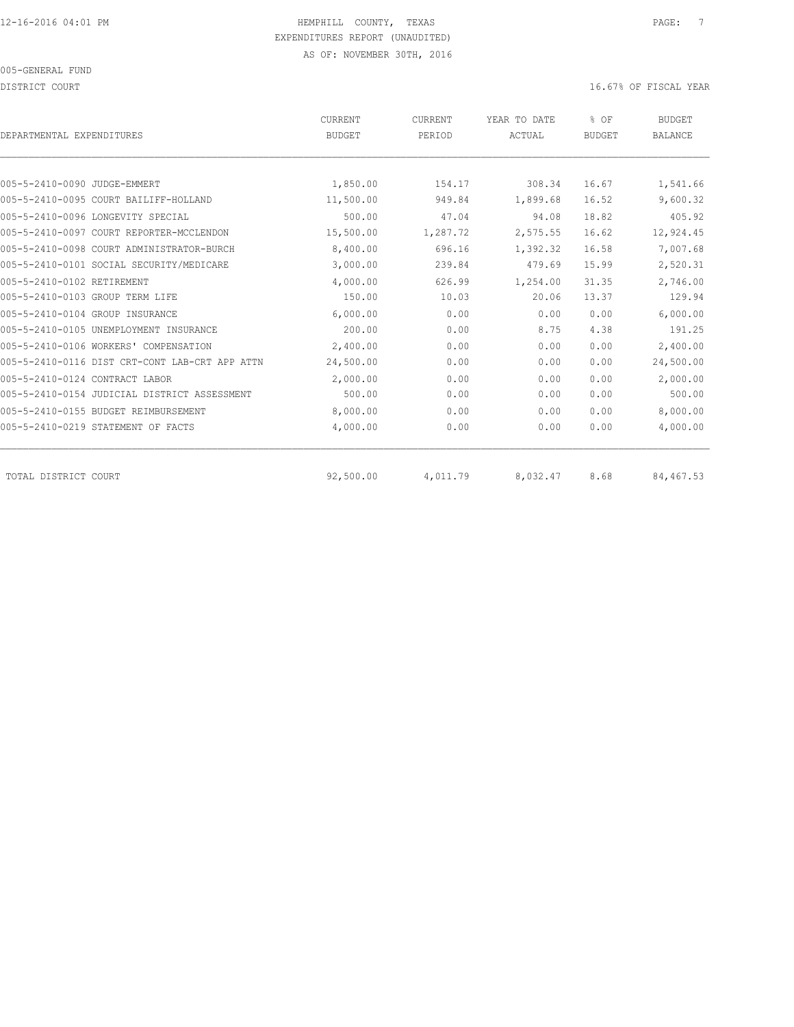12-16-2016 04:01 PM HEMPHILL COUNTY, TEXAS

EXPENDITURES REPORT (UNAUDITED)

AS OF: NOVEMBER 30TH, 2016

005-GENERAL FUND

DISTRICT COURT 16.67% OF FISCAL YEAR

| DEPARTMENTAL EXPENDITURES | CURRENT BUDGET | CURRENT PERIOD | YEAR TO DATE ACTUAL | % OF BUDGET | BUDGET BALANCE |
|---|---|---|---|---|---|
| 005-5-2410-0090 JUDGE-EMMERT | 1,850.00 | 154.17 | 308.34 | 16.67 | 1,541.66 |
| 005-5-2410-0095 COURT BAILIFF-HOLLAND | 11,500.00 | 949.84 | 1,899.68 | 16.52 | 9,600.32 |
| 005-5-2410-0096 LONGEVITY SPECIAL | 500.00 | 47.04 | 94.08 | 18.82 | 405.92 |
| 005-5-2410-0097 COURT REPORTER-MCCLENDON | 15,500.00 | 1,287.72 | 2,575.55 | 16.62 | 12,924.45 |
| 005-5-2410-0098 COURT ADMINISTRATOR-BURCH | 8,400.00 | 696.16 | 1,392.32 | 16.58 | 7,007.68 |
| 005-5-2410-0101 SOCIAL SECURITY/MEDICARE | 3,000.00 | 239.84 | 479.69 | 15.99 | 2,520.31 |
| 005-5-2410-0102 RETIREMENT | 4,000.00 | 626.99 | 1,254.00 | 31.35 | 2,746.00 |
| 005-5-2410-0103 GROUP TERM LIFE | 150.00 | 10.03 | 20.06 | 13.37 | 129.94 |
| 005-5-2410-0104 GROUP INSURANCE | 6,000.00 | 0.00 | 0.00 | 0.00 | 6,000.00 |
| 005-5-2410-0105 UNEMPLOYMENT INSURANCE | 200.00 | 0.00 | 8.75 | 4.38 | 191.25 |
| 005-5-2410-0106 WORKERS' COMPENSATION | 2,400.00 | 0.00 | 0.00 | 0.00 | 2,400.00 |
| 005-5-2410-0116 DIST CRT-CONT LAB-CRT APP ATTN | 24,500.00 | 0.00 | 0.00 | 0.00 | 24,500.00 |
| 005-5-2410-0124 CONTRACT LABOR | 2,000.00 | 0.00 | 0.00 | 0.00 | 2,000.00 |
| 005-5-2410-0154 JUDICIAL DISTRICT ASSESSMENT | 500.00 | 0.00 | 0.00 | 0.00 | 500.00 |
| 005-5-2410-0155 BUDGET REIMBURSEMENT | 8,000.00 | 0.00 | 0.00 | 0.00 | 8,000.00 |
| 005-5-2410-0219 STATEMENT OF FACTS | 4,000.00 | 0.00 | 0.00 | 0.00 | 4,000.00 |
| TOTAL DISTRICT COURT | 92,500.00 | 4,011.79 | 8,032.47 | 8.68 | 84,467.53 |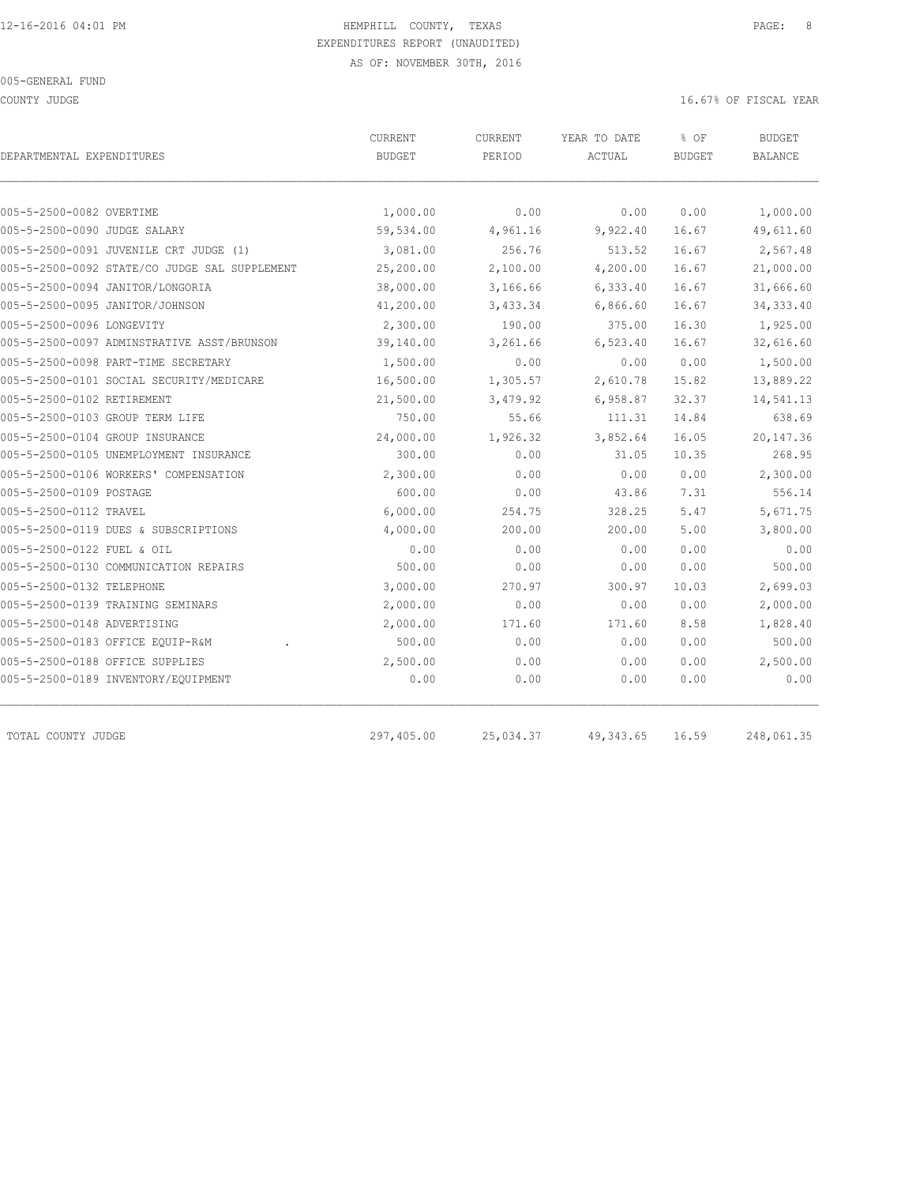HEMPHILL COUNTY, TEXAS
EXPENDITURES REPORT (UNAUDITED)
AS OF: NOVEMBER 30TH, 2016

005-GENERAL FUND

COUNTY JUDGE

16.67% OF FISCAL YEAR

| DEPARTMENTAL EXPENDITURES | CURRENT BUDGET | CURRENT PERIOD | YEAR TO DATE ACTUAL | % OF BUDGET | BUDGET BALANCE |
|---|---|---|---|---|---|
| 005-5-2500-0082 OVERTIME | 1,000.00 | 0.00 | 0.00 | 0.00 | 1,000.00 |
| 005-5-2500-0090 JUDGE SALARY | 59,534.00 | 4,961.16 | 9,922.40 | 16.67 | 49,611.60 |
| 005-5-2500-0091 JUVENILE CRT JUDGE (1) | 3,081.00 | 256.76 | 513.52 | 16.67 | 2,567.48 |
| 005-5-2500-0092 STATE/CO JUDGE SAL SUPPLEMENT | 25,200.00 | 2,100.00 | 4,200.00 | 16.67 | 21,000.00 |
| 005-5-2500-0094 JANITOR/LONGORIA | 38,000.00 | 3,166.66 | 6,333.40 | 16.67 | 31,666.60 |
| 005-5-2500-0095 JANITOR/JOHNSON | 41,200.00 | 3,433.34 | 6,866.60 | 16.67 | 34,333.40 |
| 005-5-2500-0096 LONGEVITY | 2,300.00 | 190.00 | 375.00 | 16.30 | 1,925.00 |
| 005-5-2500-0097 ADMINSTRATIVE ASST/BRUNSON | 39,140.00 | 3,261.66 | 6,523.40 | 16.67 | 32,616.60 |
| 005-5-2500-0098 PART-TIME SECRETARY | 1,500.00 | 0.00 | 0.00 | 0.00 | 1,500.00 |
| 005-5-2500-0101 SOCIAL SECURITY/MEDICARE | 16,500.00 | 1,305.57 | 2,610.78 | 15.82 | 13,889.22 |
| 005-5-2500-0102 RETIREMENT | 21,500.00 | 3,479.92 | 6,958.87 | 32.37 | 14,541.13 |
| 005-5-2500-0103 GROUP TERM LIFE | 750.00 | 55.66 | 111.31 | 14.84 | 638.69 |
| 005-5-2500-0104 GROUP INSURANCE | 24,000.00 | 1,926.32 | 3,852.64 | 16.05 | 20,147.36 |
| 005-5-2500-0105 UNEMPLOYMENT INSURANCE | 300.00 | 0.00 | 31.05 | 10.35 | 268.95 |
| 005-5-2500-0106 WORKERS' COMPENSATION | 2,300.00 | 0.00 | 0.00 | 0.00 | 2,300.00 |
| 005-5-2500-0109 POSTAGE | 600.00 | 0.00 | 43.86 | 7.31 | 556.14 |
| 005-5-2500-0112 TRAVEL | 6,000.00 | 254.75 | 328.25 | 5.47 | 5,671.75 |
| 005-5-2500-0119 DUES & SUBSCRIPTIONS | 4,000.00 | 200.00 | 200.00 | 5.00 | 3,800.00 |
| 005-5-2500-0122 FUEL & OIL | 0.00 | 0.00 | 0.00 | 0.00 | 0.00 |
| 005-5-2500-0130 COMMUNICATION REPAIRS | 500.00 | 0.00 | 0.00 | 0.00 | 500.00 |
| 005-5-2500-0132 TELEPHONE | 3,000.00 | 270.97 | 300.97 | 10.03 | 2,699.03 |
| 005-5-2500-0139 TRAINING SEMINARS | 2,000.00 | 0.00 | 0.00 | 0.00 | 2,000.00 |
| 005-5-2500-0148 ADVERTISING | 2,000.00 | 171.60 | 171.60 | 8.58 | 1,828.40 |
| 005-5-2500-0183 OFFICE EQUIP-R&M . | 500.00 | 0.00 | 0.00 | 0.00 | 500.00 |
| 005-5-2500-0188 OFFICE SUPPLIES | 2,500.00 | 0.00 | 0.00 | 0.00 | 2,500.00 |
| 005-5-2500-0189 INVENTORY/EQUIPMENT | 0.00 | 0.00 | 0.00 | 0.00 | 0.00 |
| TOTAL COUNTY JUDGE | 297,405.00 | 25,034.37 | 49,343.65 | 16.59 | 248,061.35 |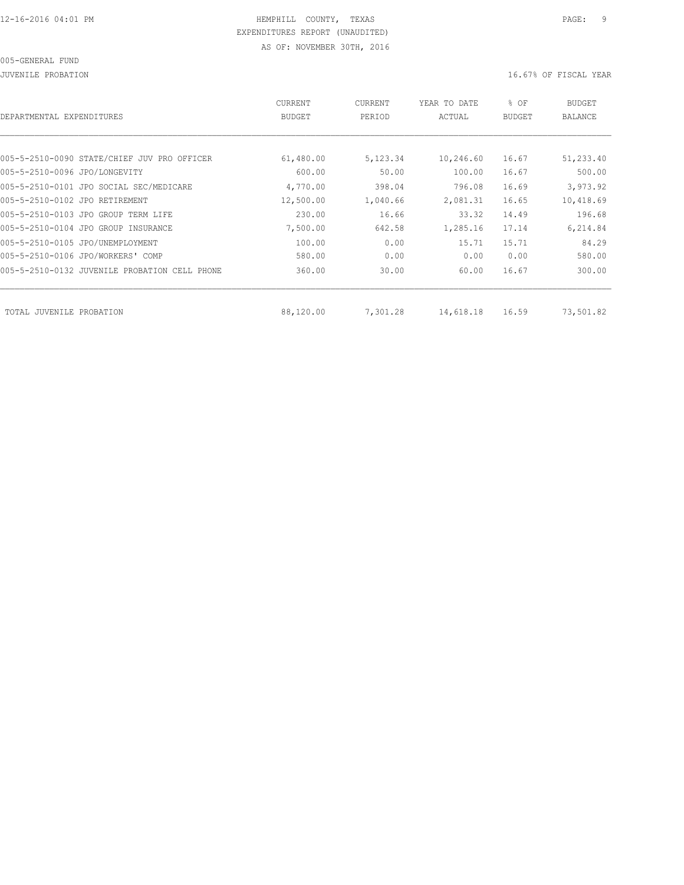HEMPHILL COUNTY, TEXAS

EXPENDITURES REPORT (UNAUDITED)

AS OF: NOVEMBER 30TH, 2016

005-GENERAL FUND

JUVENILE PROBATION

16.67% OF FISCAL YEAR

| DEPARTMENTAL EXPENDITURES | CURRENT BUDGET | CURRENT PERIOD | YEAR TO DATE ACTUAL | % OF BUDGET | BUDGET BALANCE |
|---|---|---|---|---|---|
| 005-5-2510-0090 STATE/CHIEF JUV PRO OFFICER | 61,480.00 | 5,123.34 | 10,246.60 | 16.67 | 51,233.40 |
| 005-5-2510-0096 JPO/LONGEVITY | 600.00 | 50.00 | 100.00 | 16.67 | 500.00 |
| 005-5-2510-0101 JPO SOCIAL SEC/MEDICARE | 4,770.00 | 398.04 | 796.08 | 16.69 | 3,973.92 |
| 005-5-2510-0102 JPO RETIREMENT | 12,500.00 | 1,040.66 | 2,081.31 | 16.65 | 10,418.69 |
| 005-5-2510-0103 JPO GROUP TERM LIFE | 230.00 | 16.66 | 33.32 | 14.49 | 196.68 |
| 005-5-2510-0104 JPO GROUP INSURANCE | 7,500.00 | 642.58 | 1,285.16 | 17.14 | 6,214.84 |
| 005-5-2510-0105 JPO/UNEMPLOYMENT | 100.00 | 0.00 | 15.71 | 15.71 | 84.29 |
| 005-5-2510-0106 JPO/WORKERS' COMP | 580.00 | 0.00 | 0.00 | 0.00 | 580.00 |
| 005-5-2510-0132 JUVENILE PROBATION CELL PHONE | 360.00 | 30.00 | 60.00 | 16.67 | 300.00 |
| TOTAL JUVENILE PROBATION | 88,120.00 | 7,301.28 | 14,618.18 | 16.59 | 73,501.82 |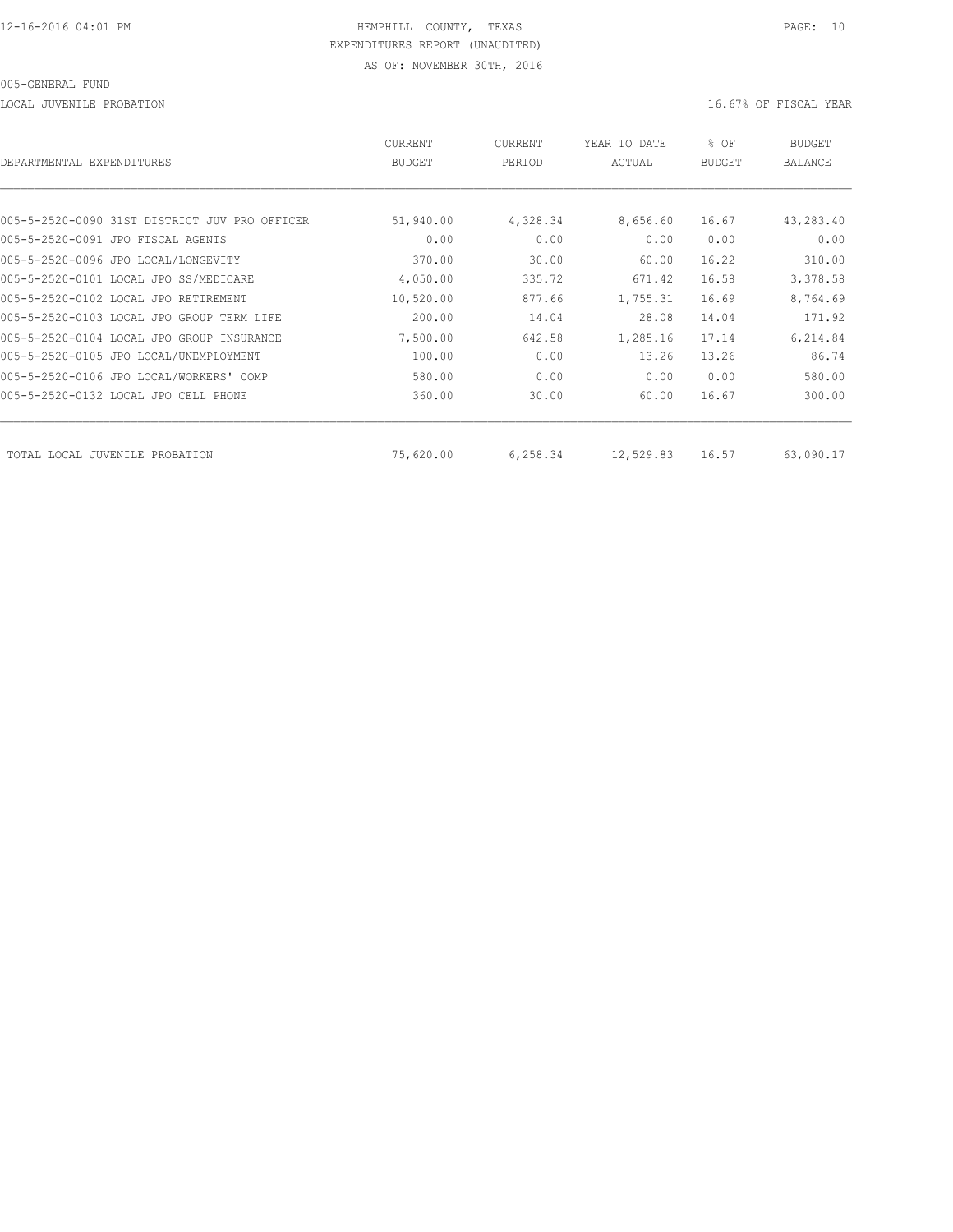HEMPHILL COUNTY, TEXAS

EXPENDITURES REPORT (UNAUDITED)

AS OF: NOVEMBER 30TH, 2016

005-GENERAL FUND

LOCAL JUVENILE PROBATION — 16.67% OF FISCAL YEAR

| DEPARTMENTAL EXPENDITURES | CURRENT BUDGET | CURRENT PERIOD | YEAR TO DATE ACTUAL | % OF BUDGET | BUDGET BALANCE |
|---|---|---|---|---|---|
| 005-5-2520-0090 31ST DISTRICT JUV PRO OFFICER | 51,940.00 | 4,328.34 | 8,656.60 | 16.67 | 43,283.40 |
| 005-5-2520-0091 JPO FISCAL AGENTS | 0.00 | 0.00 | 0.00 | 0.00 | 0.00 |
| 005-5-2520-0096 JPO LOCAL/LONGEVITY | 370.00 | 30.00 | 60.00 | 16.22 | 310.00 |
| 005-5-2520-0101 LOCAL JPO SS/MEDICARE | 4,050.00 | 335.72 | 671.42 | 16.58 | 3,378.58 |
| 005-5-2520-0102 LOCAL JPO RETIREMENT | 10,520.00 | 877.66 | 1,755.31 | 16.69 | 8,764.69 |
| 005-5-2520-0103 LOCAL JPO GROUP TERM LIFE | 200.00 | 14.04 | 28.08 | 14.04 | 171.92 |
| 005-5-2520-0104 LOCAL JPO GROUP INSURANCE | 7,500.00 | 642.58 | 1,285.16 | 17.14 | 6,214.84 |
| 005-5-2520-0105 JPO LOCAL/UNEMPLOYMENT | 100.00 | 0.00 | 13.26 | 13.26 | 86.74 |
| 005-5-2520-0106 JPO LOCAL/WORKERS' COMP | 580.00 | 0.00 | 0.00 | 0.00 | 580.00 |
| 005-5-2520-0132 LOCAL JPO CELL PHONE | 360.00 | 30.00 | 60.00 | 16.67 | 300.00 |
| TOTAL LOCAL JUVENILE PROBATION | 75,620.00 | 6,258.34 | 12,529.83 | 16.57 | 63,090.17 |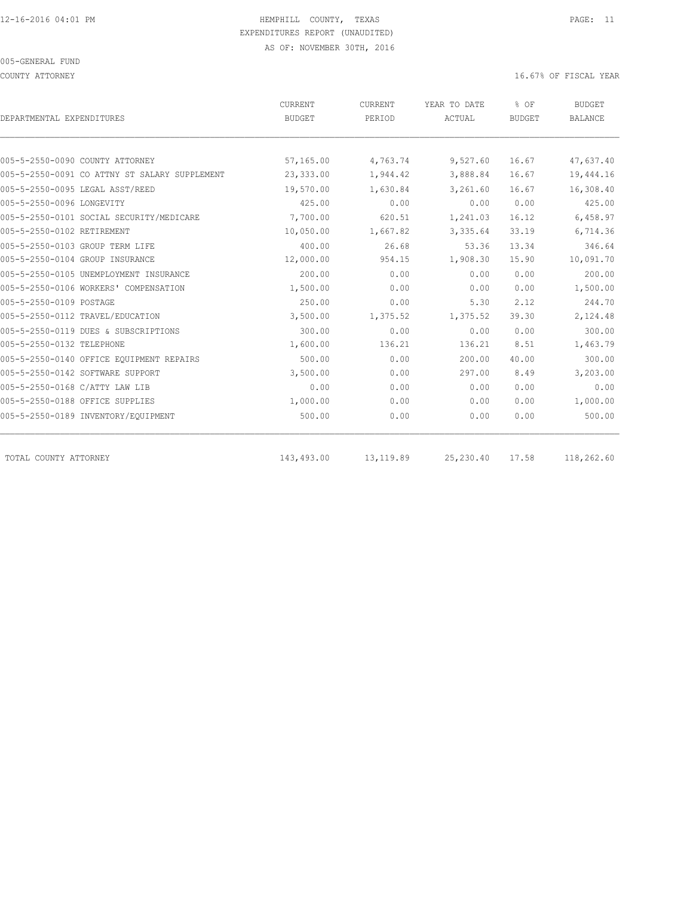HEMPHILL COUNTY, TEXAS
EXPENDITURES REPORT (UNAUDITED)
AS OF: NOVEMBER 30TH, 2016

005-GENERAL FUND

COUNTY ATTORNEY

16.67% OF FISCAL YEAR

| DEPARTMENTAL EXPENDITURES | CURRENT BUDGET | CURRENT PERIOD | YEAR TO DATE ACTUAL | % OF BUDGET | BUDGET BALANCE |
|---|---|---|---|---|---|
| 005-5-2550-0090 COUNTY ATTORNEY | 57,165.00 | 4,763.74 | 9,527.60 | 16.67 | 47,637.40 |
| 005-5-2550-0091 CO ATTNY ST SALARY SUPPLEMENT | 23,333.00 | 1,944.42 | 3,888.84 | 16.67 | 19,444.16 |
| 005-5-2550-0095 LEGAL ASST/REED | 19,570.00 | 1,630.84 | 3,261.60 | 16.67 | 16,308.40 |
| 005-5-2550-0096 LONGEVITY | 425.00 | 0.00 | 0.00 | 0.00 | 425.00 |
| 005-5-2550-0101 SOCIAL SECURITY/MEDICARE | 7,700.00 | 620.51 | 1,241.03 | 16.12 | 6,458.97 |
| 005-5-2550-0102 RETIREMENT | 10,050.00 | 1,667.82 | 3,335.64 | 33.19 | 6,714.36 |
| 005-5-2550-0103 GROUP TERM LIFE | 400.00 | 26.68 | 53.36 | 13.34 | 346.64 |
| 005-5-2550-0104 GROUP INSURANCE | 12,000.00 | 954.15 | 1,908.30 | 15.90 | 10,091.70 |
| 005-5-2550-0105 UNEMPLOYMENT INSURANCE | 200.00 | 0.00 | 0.00 | 0.00 | 200.00 |
| 005-5-2550-0106 WORKERS' COMPENSATION | 1,500.00 | 0.00 | 0.00 | 0.00 | 1,500.00 |
| 005-5-2550-0109 POSTAGE | 250.00 | 0.00 | 5.30 | 2.12 | 244.70 |
| 005-5-2550-0112 TRAVEL/EDUCATION | 3,500.00 | 1,375.52 | 1,375.52 | 39.30 | 2,124.48 |
| 005-5-2550-0119 DUES & SUBSCRIPTIONS | 300.00 | 0.00 | 0.00 | 0.00 | 300.00 |
| 005-5-2550-0132 TELEPHONE | 1,600.00 | 136.21 | 136.21 | 8.51 | 1,463.79 |
| 005-5-2550-0140 OFFICE EQUIPMENT REPAIRS | 500.00 | 0.00 | 200.00 | 40.00 | 300.00 |
| 005-5-2550-0142 SOFTWARE SUPPORT | 3,500.00 | 0.00 | 297.00 | 8.49 | 3,203.00 |
| 005-5-2550-0168 C/ATTY LAW LIB | 0.00 | 0.00 | 0.00 | 0.00 | 0.00 |
| 005-5-2550-0188 OFFICE SUPPLIES | 1,000.00 | 0.00 | 0.00 | 0.00 | 1,000.00 |
| 005-5-2550-0189 INVENTORY/EQUIPMENT | 500.00 | 0.00 | 0.00 | 0.00 | 500.00 |
| TOTAL COUNTY ATTORNEY | 143,493.00 | 13,119.89 | 25,230.40 | 17.58 | 118,262.60 |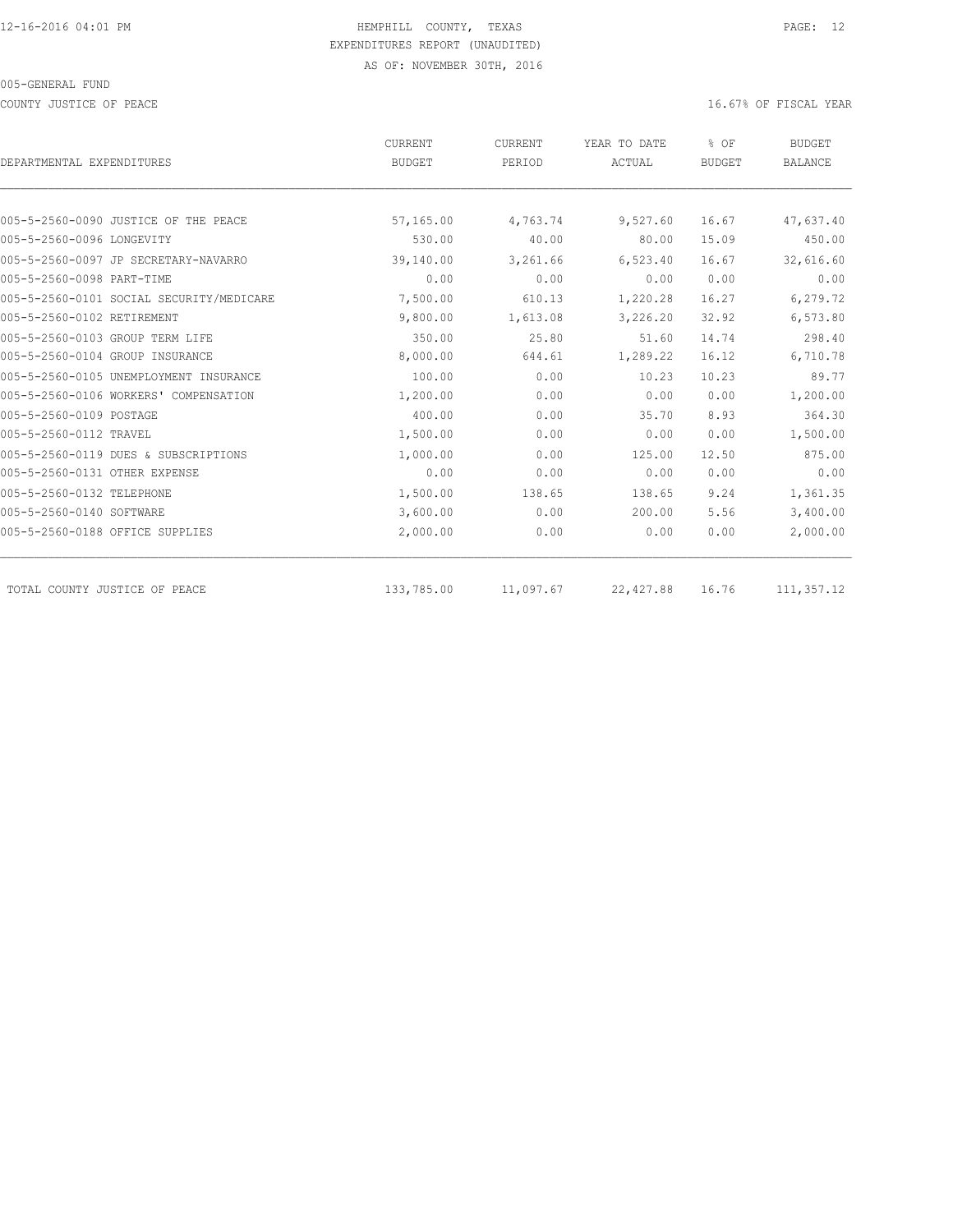HEMPHILL COUNTY, TEXAS
EXPENDITURES REPORT (UNAUDITED)
AS OF: NOVEMBER 30TH, 2016

005-GENERAL FUND

COUNTY JUSTICE OF PEACE

16.67% OF FISCAL YEAR

| DEPARTMENTAL EXPENDITURES | CURRENT BUDGET | CURRENT PERIOD | YEAR TO DATE ACTUAL | % OF BUDGET | BUDGET BALANCE |
|---|---|---|---|---|---|
| 005-5-2560-0090 JUSTICE OF THE PEACE | 57,165.00 | 4,763.74 | 9,527.60 | 16.67 | 47,637.40 |
| 005-5-2560-0096 LONGEVITY | 530.00 | 40.00 | 80.00 | 15.09 | 450.00 |
| 005-5-2560-0097 JP SECRETARY-NAVARRO | 39,140.00 | 3,261.66 | 6,523.40 | 16.67 | 32,616.60 |
| 005-5-2560-0098 PART-TIME | 0.00 | 0.00 | 0.00 | 0.00 | 0.00 |
| 005-5-2560-0101 SOCIAL SECURITY/MEDICARE | 7,500.00 | 610.13 | 1,220.28 | 16.27 | 6,279.72 |
| 005-5-2560-0102 RETIREMENT | 9,800.00 | 1,613.08 | 3,226.20 | 32.92 | 6,573.80 |
| 005-5-2560-0103 GROUP TERM LIFE | 350.00 | 25.80 | 51.60 | 14.74 | 298.40 |
| 005-5-2560-0104 GROUP INSURANCE | 8,000.00 | 644.61 | 1,289.22 | 16.12 | 6,710.78 |
| 005-5-2560-0105 UNEMPLOYMENT INSURANCE | 100.00 | 0.00 | 10.23 | 10.23 | 89.77 |
| 005-5-2560-0106 WORKERS' COMPENSATION | 1,200.00 | 0.00 | 0.00 | 0.00 | 1,200.00 |
| 005-5-2560-0109 POSTAGE | 400.00 | 0.00 | 35.70 | 8.93 | 364.30 |
| 005-5-2560-0112 TRAVEL | 1,500.00 | 0.00 | 0.00 | 0.00 | 1,500.00 |
| 005-5-2560-0119 DUES & SUBSCRIPTIONS | 1,000.00 | 0.00 | 125.00 | 12.50 | 875.00 |
| 005-5-2560-0131 OTHER EXPENSE | 0.00 | 0.00 | 0.00 | 0.00 | 0.00 |
| 005-5-2560-0132 TELEPHONE | 1,500.00 | 138.65 | 138.65 | 9.24 | 1,361.35 |
| 005-5-2560-0140 SOFTWARE | 3,600.00 | 0.00 | 200.00 | 5.56 | 3,400.00 |
| 005-5-2560-0188 OFFICE SUPPLIES | 2,000.00 | 0.00 | 0.00 | 0.00 | 2,000.00 |
| TOTAL COUNTY JUSTICE OF PEACE | 133,785.00 | 11,097.67 | 22,427.88 | 16.76 | 111,357.12 |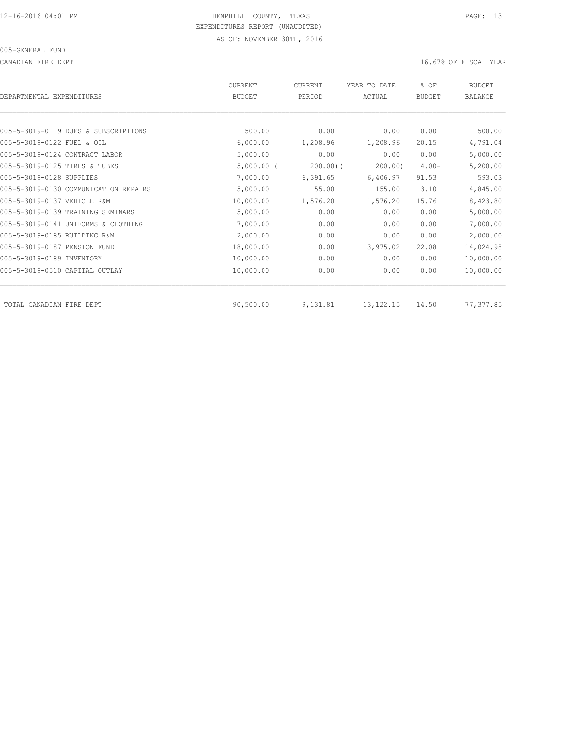HEMPHILL COUNTY, TEXAS
EXPENDITURES REPORT (UNAUDITED)
AS OF: NOVEMBER 30TH, 2016

005-GENERAL FUND

CANADIAN FIRE DEPT

16.67% OF FISCAL YEAR

| DEPARTMENTAL EXPENDITURES | CURRENT BUDGET | CURRENT PERIOD | YEAR TO DATE ACTUAL | % OF BUDGET | BUDGET BALANCE |
|---|---|---|---|---|---|
| 005-5-3019-0119 DUES & SUBSCRIPTIONS | 500.00 | 0.00 | 0.00 | 0.00 | 500.00 |
| 005-5-3019-0122 FUEL & OIL | 6,000.00 | 1,208.96 | 1,208.96 | 20.15 | 4,791.04 |
| 005-5-3019-0124 CONTRACT LABOR | 5,000.00 | 0.00 | 0.00 | 0.00 | 5,000.00 |
| 005-5-3019-0125 TIRES & TUBES | 5,000.00 | ( 200.00) | ( 200.00) | 4.00- | 5,200.00 |
| 005-5-3019-0128 SUPPLIES | 7,000.00 | 6,391.65 | 6,406.97 | 91.53 | 593.03 |
| 005-5-3019-0130 COMMUNICATION REPAIRS | 5,000.00 | 155.00 | 155.00 | 3.10 | 4,845.00 |
| 005-5-3019-0137 VEHICLE R&M | 10,000.00 | 1,576.20 | 1,576.20 | 15.76 | 8,423.80 |
| 005-5-3019-0139 TRAINING SEMINARS | 5,000.00 | 0.00 | 0.00 | 0.00 | 5,000.00 |
| 005-5-3019-0141 UNIFORMS & CLOTHING | 7,000.00 | 0.00 | 0.00 | 0.00 | 7,000.00 |
| 005-5-3019-0185 BUILDING R&M | 2,000.00 | 0.00 | 0.00 | 0.00 | 2,000.00 |
| 005-5-3019-0187 PENSION FUND | 18,000.00 | 0.00 | 3,975.02 | 22.08 | 14,024.98 |
| 005-5-3019-0189 INVENTORY | 10,000.00 | 0.00 | 0.00 | 0.00 | 10,000.00 |
| 005-5-3019-0510 CAPITAL OUTLAY | 10,000.00 | 0.00 | 0.00 | 0.00 | 10,000.00 |
| TOTAL CANADIAN FIRE DEPT | 90,500.00 | 9,131.81 | 13,122.15 | 14.50 | 77,377.85 |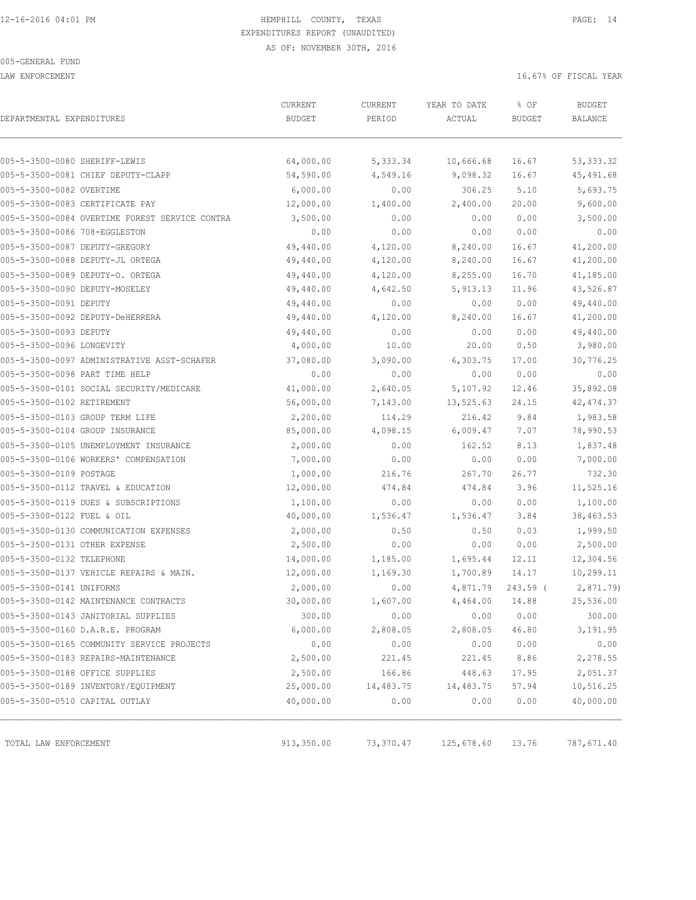12-16-2016 04:01 PM HEMPHILL COUNTY, TEXAS

EXPENDITURES REPORT (UNAUDITED)

AS OF: NOVEMBER 30TH, 2016

005-GENERAL FUND

LAW ENFORCEMENT 16.67% OF FISCAL YEAR

| DEPARTMENTAL EXPENDITURES | CURRENT BUDGET | CURRENT PERIOD | YEAR TO DATE ACTUAL | % OF BUDGET | BUDGET BALANCE |
|---|---|---|---|---|---|
| 005-5-3500-0080 SHERIFF-LEWIS | 64,000.00 | 5,333.34 | 10,666.68 | 16.67 | 53,333.32 |
| 005-5-3500-0081 CHIEF DEPUTY-CLAPP | 54,590.00 | 4,549.16 | 9,098.32 | 16.67 | 45,491.68 |
| 005-5-3500-0082 OVERTIME | 6,000.00 | 0.00 | 306.25 | 5.10 | 5,693.75 |
| 005-5-3500-0083 CERTIFICATE PAY | 12,000.00 | 1,400.00 | 2,400.00 | 20.00 | 9,600.00 |
| 005-5-3500-0084 OVERTIME FOREST SERVICE CONTRA | 3,500.00 | 0.00 | 0.00 | 0.00 | 3,500.00 |
| 005-5-3500-0086 708-EGGLESTON | 0.00 | 0.00 | 0.00 | 0.00 | 0.00 |
| 005-5-3500-0087 DEPUTY-GREGORY | 49,440.00 | 4,120.00 | 8,240.00 | 16.67 | 41,200.00 |
| 005-5-3500-0088 DEPUTY-JL ORTEGA | 49,440.00 | 4,120.00 | 8,240.00 | 16.67 | 41,200.00 |
| 005-5-3500-0089 DEPUTY-O. ORTEGA | 49,440.00 | 4,120.00 | 8,255.00 | 16.70 | 41,185.00 |
| 005-5-3500-0090 DEPUTY-MOSELEY | 49,440.00 | 4,642.50 | 5,913.13 | 11.96 | 43,526.87 |
| 005-5-3500-0091 DEPUTY | 49,440.00 | 0.00 | 0.00 | 0.00 | 49,440.00 |
| 005-5-3500-0092 DEPUTY-DeHERRERA | 49,440.00 | 4,120.00 | 8,240.00 | 16.67 | 41,200.00 |
| 005-5-3500-0093 DEPUTY | 49,440.00 | 0.00 | 0.00 | 0.00 | 49,440.00 |
| 005-5-3500-0096 LONGEVITY | 4,000.00 | 10.00 | 20.00 | 0.50 | 3,980.00 |
| 005-5-3500-0097 ADMINISTRATIVE ASST-SCHAFER | 37,080.00 | 3,090.00 | 6,303.75 | 17.00 | 30,776.25 |
| 005-5-3500-0098 PART TIME HELP | 0.00 | 0.00 | 0.00 | 0.00 | 0.00 |
| 005-5-3500-0101 SOCIAL SECURITY/MEDICARE | 41,000.00 | 2,640.05 | 5,107.92 | 12.46 | 35,892.08 |
| 005-5-3500-0102 RETIREMENT | 56,000.00 | 7,143.00 | 13,525.63 | 24.15 | 42,474.37 |
| 005-5-3500-0103 GROUP TERM LIFE | 2,200.00 | 114.29 | 216.42 | 9.84 | 1,983.58 |
| 005-5-3500-0104 GROUP INSURANCE | 85,000.00 | 4,098.15 | 6,009.47 | 7.07 | 78,990.53 |
| 005-5-3500-0105 UNEMPLOYMENT INSURANCE | 2,000.00 | 0.00 | 162.52 | 8.13 | 1,837.48 |
| 005-5-3500-0106 WORKERS' COMPENSATION | 7,000.00 | 0.00 | 0.00 | 0.00 | 7,000.00 |
| 005-5-3500-0109 POSTAGE | 1,000.00 | 216.76 | 267.70 | 26.77 | 732.30 |
| 005-5-3500-0112 TRAVEL & EDUCATION | 12,000.00 | 474.84 | 474.84 | 3.96 | 11,525.16 |
| 005-5-3500-0119 DUES & SUBSCRIPTIONS | 1,100.00 | 0.00 | 0.00 | 0.00 | 1,100.00 |
| 005-5-3500-0122 FUEL & OIL | 40,000.00 | 1,536.47 | 1,536.47 | 3.84 | 38,463.53 |
| 005-5-3500-0130 COMMUNICATION EXPENSES | 2,000.00 | 0.50 | 0.50 | 0.03 | 1,999.50 |
| 005-5-3500-0131 OTHER EXPENSE | 2,500.00 | 0.00 | 0.00 | 0.00 | 2,500.00 |
| 005-5-3500-0132 TELEPHONE | 14,000.00 | 1,185.00 | 1,695.44 | 12.11 | 12,304.56 |
| 005-5-3500-0137 VEHICLE REPAIRS & MAIN. | 12,000.00 | 1,169.30 | 1,700.89 | 14.17 | 10,299.11 |
| 005-5-3500-0141 UNIFORMS | 2,000.00 | 0.00 | 4,871.79 | 243.59 | ( 2,871.79) |
| 005-5-3500-0142 MAINTENANCE CONTRACTS | 30,000.00 | 1,607.00 | 4,464.00 | 14.88 | 25,536.00 |
| 005-5-3500-0143 JANITORIAL SUPPLIES | 300.00 | 0.00 | 0.00 | 0.00 | 300.00 |
| 005-5-3500-0160 D.A.R.E. PROGRAM | 6,000.00 | 2,808.05 | 2,808.05 | 46.80 | 3,191.95 |
| 005-5-3500-0165 COMMUNITY SERVICE PROJECTS | 0.00 | 0.00 | 0.00 | 0.00 | 0.00 |
| 005-5-3500-0183 REPAIRS-MAINTENANCE | 2,500.00 | 221.45 | 221.45 | 8.86 | 2,278.55 |
| 005-5-3500-0188 OFFICE SUPPLIES | 2,500.00 | 166.86 | 448.63 | 17.95 | 2,051.37 |
| 005-5-3500-0189 INVENTORY/EQUIPMENT | 25,000.00 | 14,483.75 | 14,483.75 | 57.94 | 10,516.25 |
| 005-5-3500-0510 CAPITAL OUTLAY | 40,000.00 | 0.00 | 0.00 | 0.00 | 40,000.00 |
| TOTAL LAW ENFORCEMENT | 913,350.00 | 73,370.47 | 125,678.60 | 13.76 | 787,671.40 |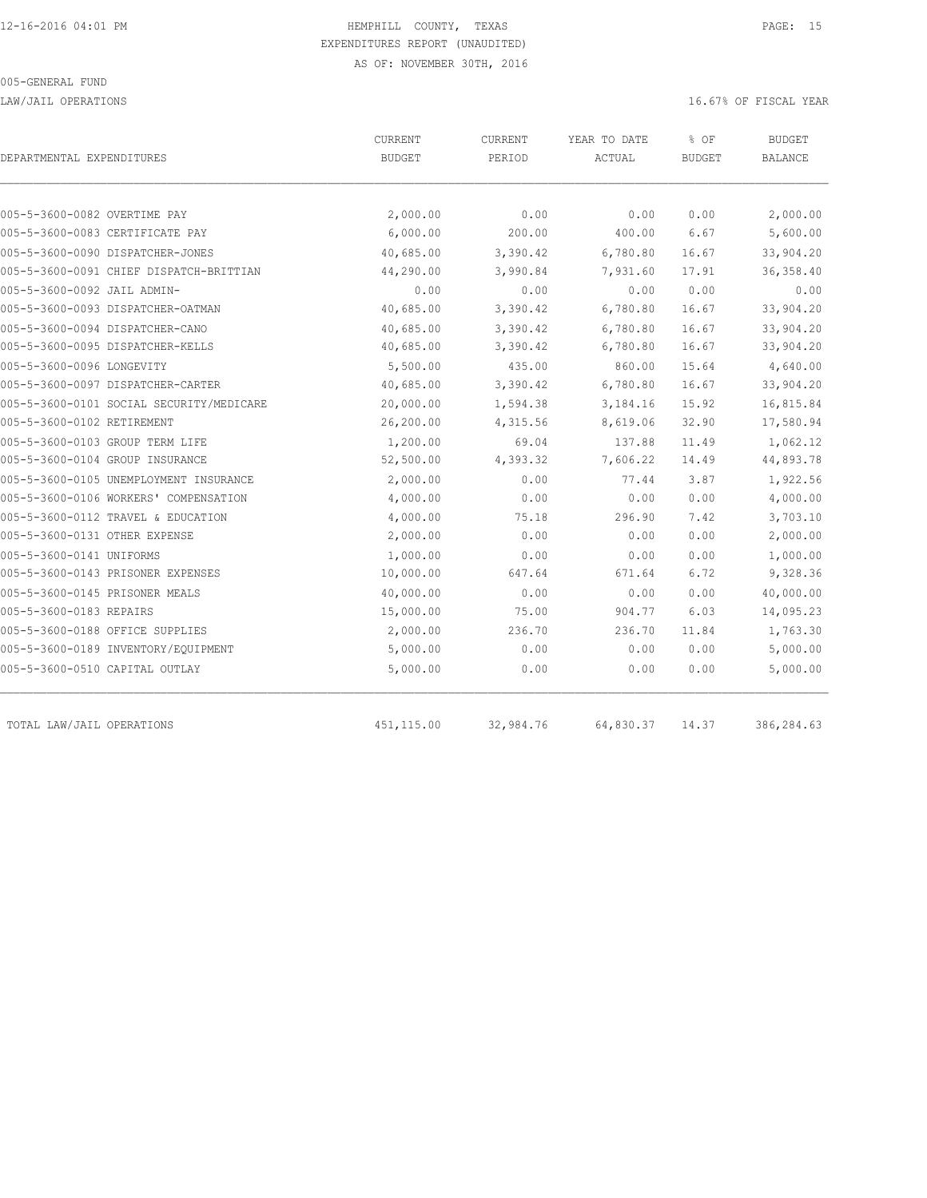12-16-2016 04:01 PM HEMPHILL COUNTY, TEXAS

EXPENDITURES REPORT (UNAUDITED)

AS OF: NOVEMBER 30TH, 2016

005-GENERAL FUND

LAW/JAIL OPERATIONS 16.67% OF FISCAL YEAR

| DEPARTMENTAL EXPENDITURES | CURRENT BUDGET | CURRENT PERIOD | YEAR TO DATE ACTUAL | % OF BUDGET | BUDGET BALANCE |
|---|---|---|---|---|---|
| 005-5-3600-0082 OVERTIME PAY | 2,000.00 | 0.00 | 0.00 | 0.00 | 2,000.00 |
| 005-5-3600-0083 CERTIFICATE PAY | 6,000.00 | 200.00 | 400.00 | 6.67 | 5,600.00 |
| 005-5-3600-0090 DISPATCHER-JONES | 40,685.00 | 3,390.42 | 6,780.80 | 16.67 | 33,904.20 |
| 005-5-3600-0091 CHIEF DISPATCH-BRITTIAN | 44,290.00 | 3,990.84 | 7,931.60 | 17.91 | 36,358.40 |
| 005-5-3600-0092 JAIL ADMIN- | 0.00 | 0.00 | 0.00 | 0.00 | 0.00 |
| 005-5-3600-0093 DISPATCHER-OATMAN | 40,685.00 | 3,390.42 | 6,780.80 | 16.67 | 33,904.20 |
| 005-5-3600-0094 DISPATCHER-CANO | 40,685.00 | 3,390.42 | 6,780.80 | 16.67 | 33,904.20 |
| 005-5-3600-0095 DISPATCHER-KELLS | 40,685.00 | 3,390.42 | 6,780.80 | 16.67 | 33,904.20 |
| 005-5-3600-0096 LONGEVITY | 5,500.00 | 435.00 | 860.00 | 15.64 | 4,640.00 |
| 005-5-3600-0097 DISPATCHER-CARTER | 40,685.00 | 3,390.42 | 6,780.80 | 16.67 | 33,904.20 |
| 005-5-3600-0101 SOCIAL SECURITY/MEDICARE | 20,000.00 | 1,594.38 | 3,184.16 | 15.92 | 16,815.84 |
| 005-5-3600-0102 RETIREMENT | 26,200.00 | 4,315.56 | 8,619.06 | 32.90 | 17,580.94 |
| 005-5-3600-0103 GROUP TERM LIFE | 1,200.00 | 69.04 | 137.88 | 11.49 | 1,062.12 |
| 005-5-3600-0104 GROUP INSURANCE | 52,500.00 | 4,393.32 | 7,606.22 | 14.49 | 44,893.78 |
| 005-5-3600-0105 UNEMPLOYMENT INSURANCE | 2,000.00 | 0.00 | 77.44 | 3.87 | 1,922.56 |
| 005-5-3600-0106 WORKERS' COMPENSATION | 4,000.00 | 0.00 | 0.00 | 0.00 | 4,000.00 |
| 005-5-3600-0112 TRAVEL & EDUCATION | 4,000.00 | 75.18 | 296.90 | 7.42 | 3,703.10 |
| 005-5-3600-0131 OTHER EXPENSE | 2,000.00 | 0.00 | 0.00 | 0.00 | 2,000.00 |
| 005-5-3600-0141 UNIFORMS | 1,000.00 | 0.00 | 0.00 | 0.00 | 1,000.00 |
| 005-5-3600-0143 PRISONER EXPENSES | 10,000.00 | 647.64 | 671.64 | 6.72 | 9,328.36 |
| 005-5-3600-0145 PRISONER MEALS | 40,000.00 | 0.00 | 0.00 | 0.00 | 40,000.00 |
| 005-5-3600-0183 REPAIRS | 15,000.00 | 75.00 | 904.77 | 6.03 | 14,095.23 |
| 005-5-3600-0188 OFFICE SUPPLIES | 2,000.00 | 236.70 | 236.70 | 11.84 | 1,763.30 |
| 005-5-3600-0189 INVENTORY/EQUIPMENT | 5,000.00 | 0.00 | 0.00 | 0.00 | 5,000.00 |
| 005-5-3600-0510 CAPITAL OUTLAY | 5,000.00 | 0.00 | 0.00 | 0.00 | 5,000.00 |
| TOTAL LAW/JAIL OPERATIONS | 451,115.00 | 32,984.76 | 64,830.37 | 14.37 | 386,284.63 |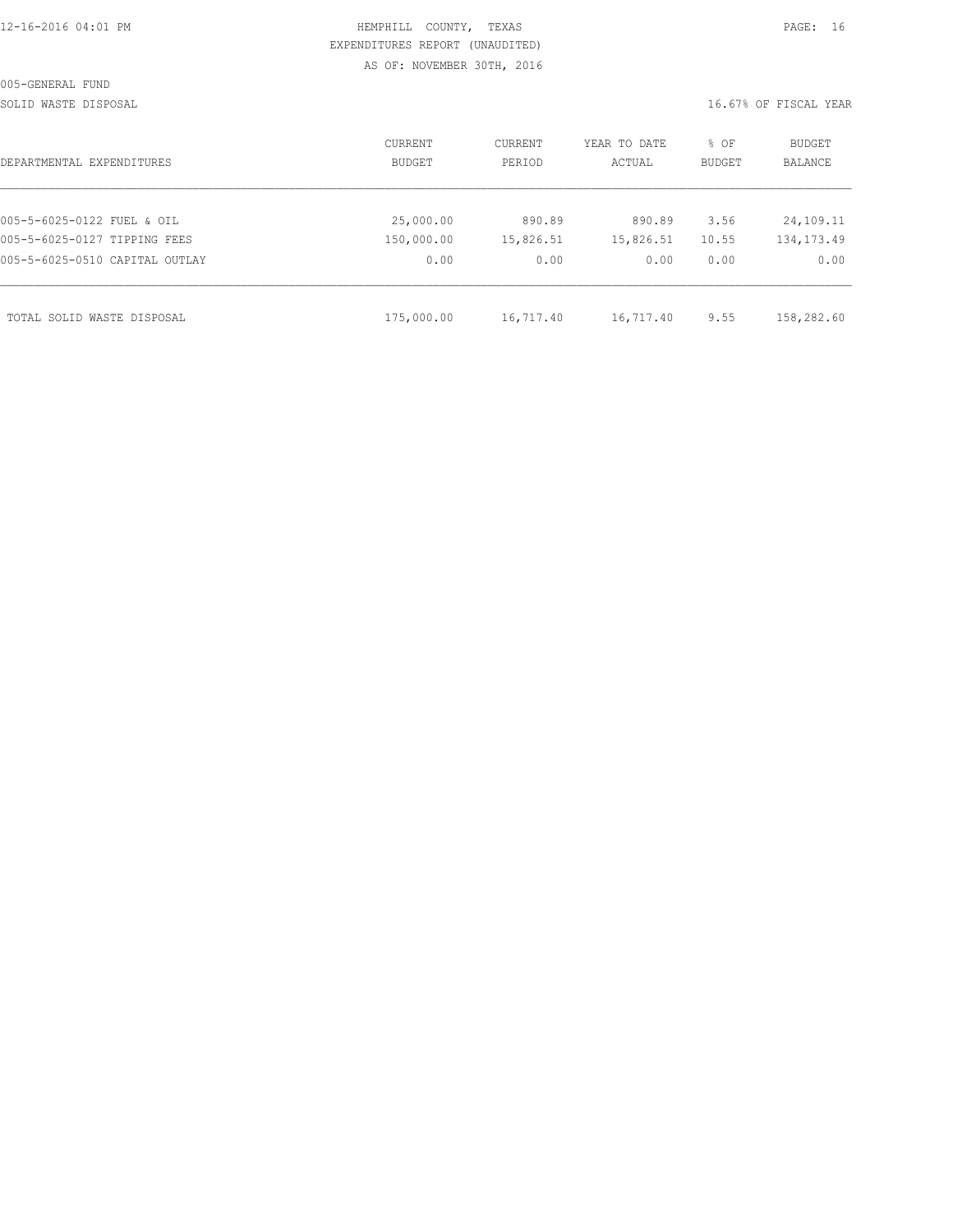HEMPHILL COUNTY, TEXAS
EXPENDITURES REPORT (UNAUDITED)
AS OF: NOVEMBER 30TH, 2016

005-GENERAL FUND

SOLID WASTE DISPOSAL

16.67% OF FISCAL YEAR

| DEPARTMENTAL EXPENDITURES | CURRENT BUDGET | CURRENT PERIOD | YEAR TO DATE ACTUAL | % OF BUDGET | BUDGET BALANCE |
|---|---|---|---|---|---|
| 005-5-6025-0122 FUEL & OIL | 25,000.00 | 890.89 | 890.89 | 3.56 | 24,109.11 |
| 005-5-6025-0127 TIPPING FEES | 150,000.00 | 15,826.51 | 15,826.51 | 10.55 | 134,173.49 |
| 005-5-6025-0510 CAPITAL OUTLAY | 0.00 | 0.00 | 0.00 | 0.00 | 0.00 |
| TOTAL SOLID WASTE DISPOSAL | 175,000.00 | 16,717.40 | 16,717.40 | 9.55 | 158,282.60 |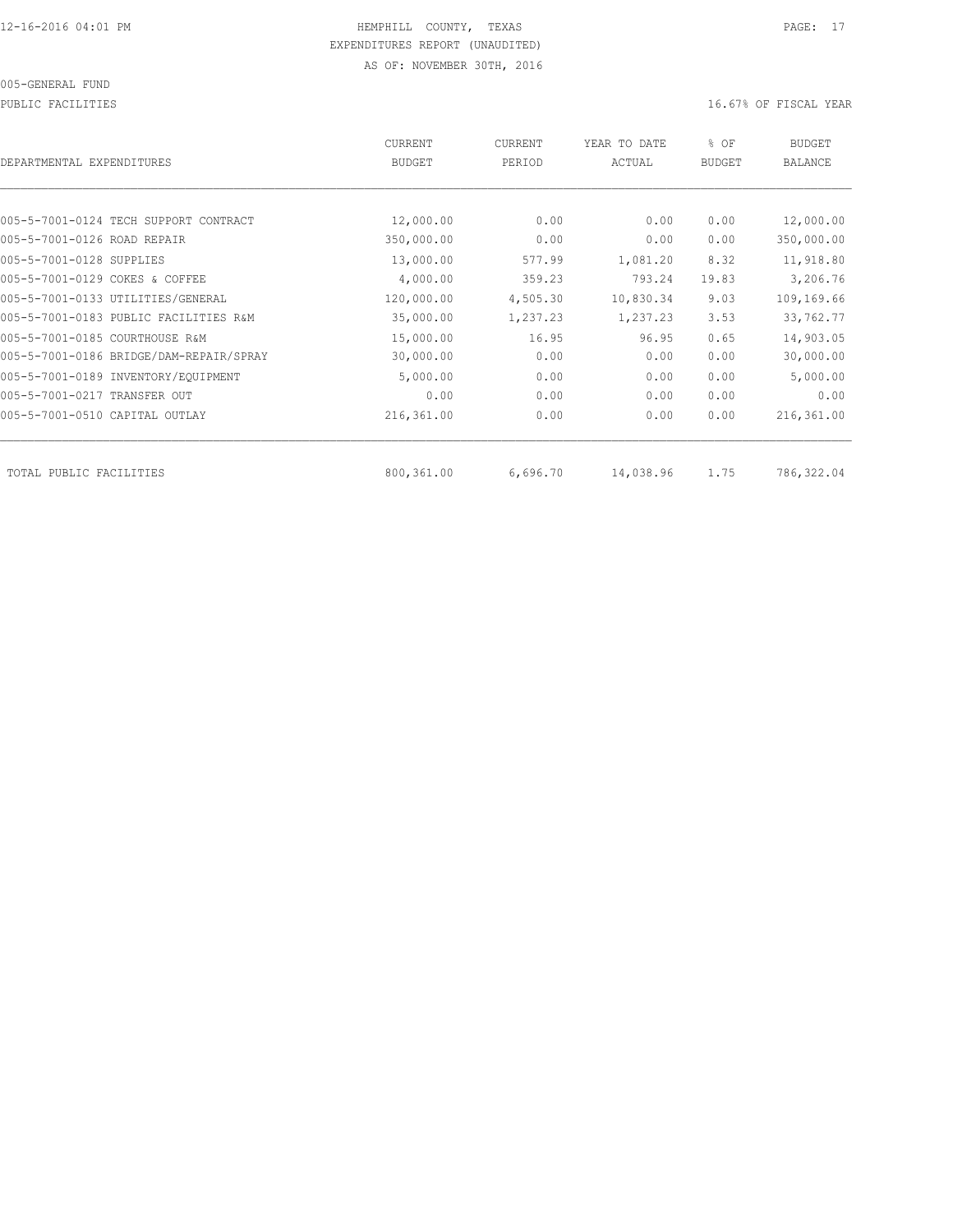12-16-2016 04:01 PM HEMPHILL COUNTY, TEXAS

EXPENDITURES REPORT (UNAUDITED)

AS OF: NOVEMBER 30TH, 2016

005-GENERAL FUND

PUBLIC FACILITIES 16.67% OF FISCAL YEAR

| DEPARTMENTAL EXPENDITURES | CURRENT BUDGET | CURRENT PERIOD | YEAR TO DATE ACTUAL | % OF BUDGET | BUDGET BALANCE |
|---|---|---|---|---|---|
| 005-5-7001-0124 TECH SUPPORT CONTRACT | 12,000.00 | 0.00 | 0.00 | 0.00 | 12,000.00 |
| 005-5-7001-0126 ROAD REPAIR | 350,000.00 | 0.00 | 0.00 | 0.00 | 350,000.00 |
| 005-5-7001-0128 SUPPLIES | 13,000.00 | 577.99 | 1,081.20 | 8.32 | 11,918.80 |
| 005-5-7001-0129 COKES & COFFEE | 4,000.00 | 359.23 | 793.24 | 19.83 | 3,206.76 |
| 005-5-7001-0133 UTILITIES/GENERAL | 120,000.00 | 4,505.30 | 10,830.34 | 9.03 | 109,169.66 |
| 005-5-7001-0183 PUBLIC FACILITIES R&M | 35,000.00 | 1,237.23 | 1,237.23 | 3.53 | 33,762.77 |
| 005-5-7001-0185 COURTHOUSE R&M | 15,000.00 | 16.95 | 96.95 | 0.65 | 14,903.05 |
| 005-5-7001-0186 BRIDGE/DAM-REPAIR/SPRAY | 30,000.00 | 0.00 | 0.00 | 0.00 | 30,000.00 |
| 005-5-7001-0189 INVENTORY/EQUIPMENT | 5,000.00 | 0.00 | 0.00 | 0.00 | 5,000.00 |
| 005-5-7001-0217 TRANSFER OUT | 0.00 | 0.00 | 0.00 | 0.00 | 0.00 |
| 005-5-7001-0510 CAPITAL OUTLAY | 216,361.00 | 0.00 | 0.00 | 0.00 | 216,361.00 |
| TOTAL PUBLIC FACILITIES | 800,361.00 | 6,696.70 | 14,038.96 | 1.75 | 786,322.04 |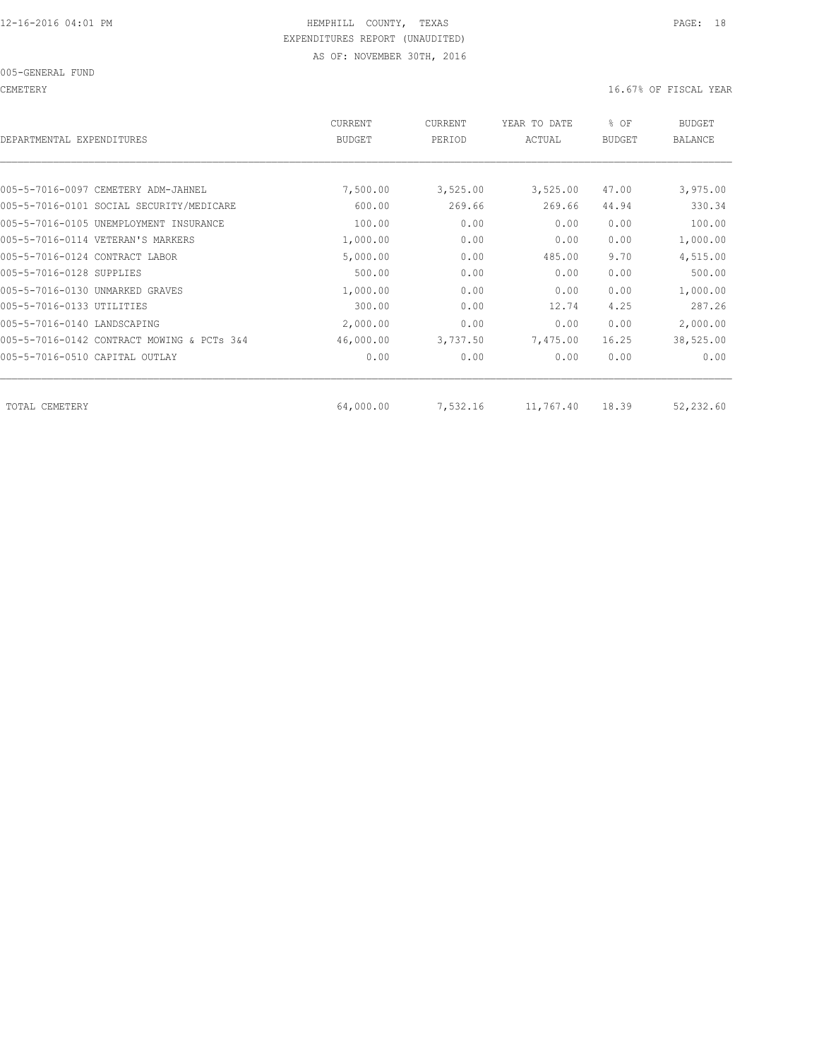HEMPHILL COUNTY, TEXAS
EXPENDITURES REPORT (UNAUDITED)
AS OF: NOVEMBER 30TH, 2016

005-GENERAL FUND

CEMETERY

16.67% OF FISCAL YEAR

| DEPARTMENTAL EXPENDITURES | CURRENT BUDGET | CURRENT PERIOD | YEAR TO DATE ACTUAL | % OF BUDGET | BUDGET BALANCE |
|---|---|---|---|---|---|
| 005-5-7016-0097 CEMETERY ADM-JAHNEL | 7,500.00 | 3,525.00 | 3,525.00 | 47.00 | 3,975.00 |
| 005-5-7016-0101 SOCIAL SECURITY/MEDICARE | 600.00 | 269.66 | 269.66 | 44.94 | 330.34 |
| 005-5-7016-0105 UNEMPLOYMENT INSURANCE | 100.00 | 0.00 | 0.00 | 0.00 | 100.00 |
| 005-5-7016-0114 VETERAN'S MARKERS | 1,000.00 | 0.00 | 0.00 | 0.00 | 1,000.00 |
| 005-5-7016-0124 CONTRACT LABOR | 5,000.00 | 0.00 | 485.00 | 9.70 | 4,515.00 |
| 005-5-7016-0128 SUPPLIES | 500.00 | 0.00 | 0.00 | 0.00 | 500.00 |
| 005-5-7016-0130 UNMARKED GRAVES | 1,000.00 | 0.00 | 0.00 | 0.00 | 1,000.00 |
| 005-5-7016-0133 UTILITIES | 300.00 | 0.00 | 12.74 | 4.25 | 287.26 |
| 005-5-7016-0140 LANDSCAPING | 2,000.00 | 0.00 | 0.00 | 0.00 | 2,000.00 |
| 005-5-7016-0142 CONTRACT MOWING & PCTs 3&4 | 46,000.00 | 3,737.50 | 7,475.00 | 16.25 | 38,525.00 |
| 005-5-7016-0510 CAPITAL OUTLAY | 0.00 | 0.00 | 0.00 | 0.00 | 0.00 |
| TOTAL CEMETERY | 64,000.00 | 7,532.16 | 11,767.40 | 18.39 | 52,232.60 |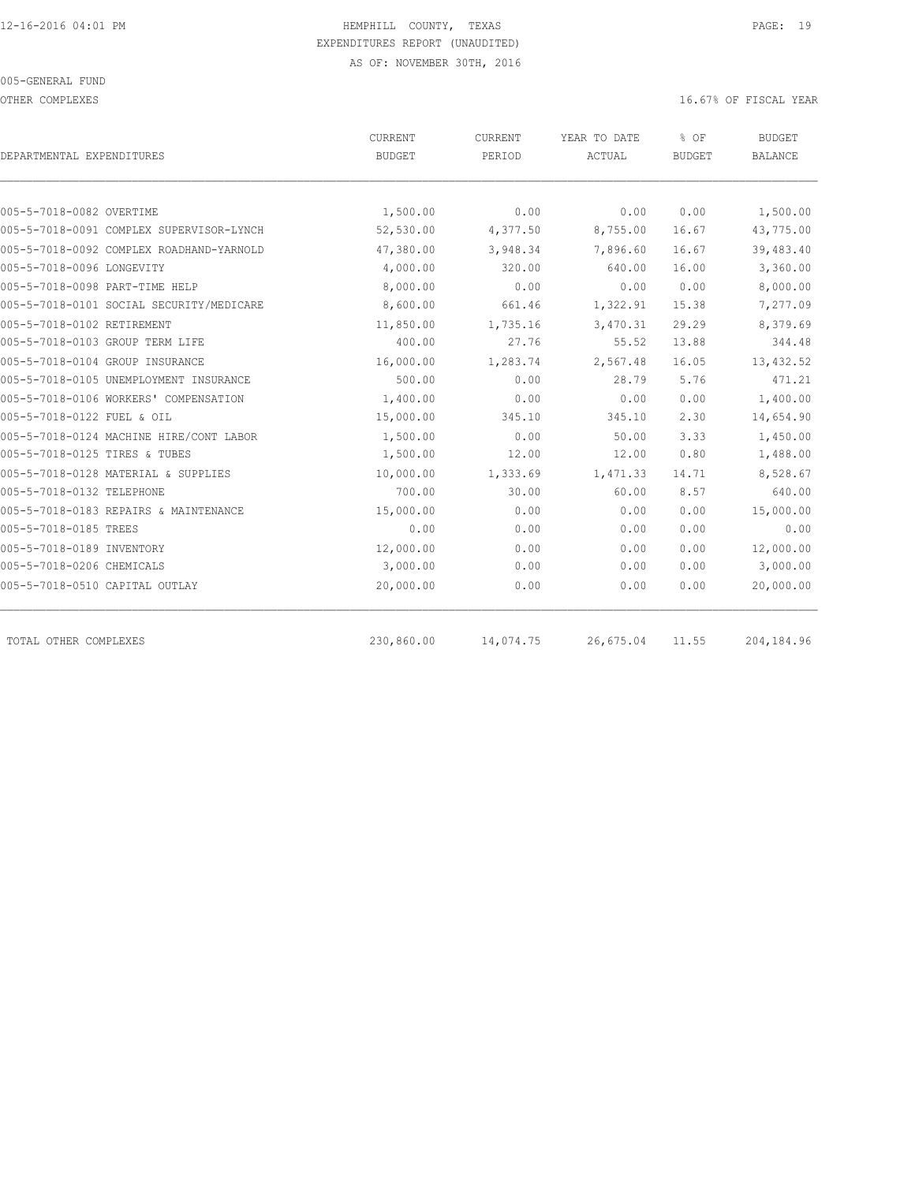HEMPHILL COUNTY, TEXAS
EXPENDITURES REPORT (UNAUDITED)
AS OF: NOVEMBER 30TH, 2016

005-GENERAL FUND

OTHER COMPLEXES — 16.67% OF FISCAL YEAR

| DEPARTMENTAL EXPENDITURES | CURRENT BUDGET | CURRENT PERIOD | YEAR TO DATE ACTUAL | % OF BUDGET | BUDGET BALANCE |
|---|---|---|---|---|---|
| 005-5-7018-0082 OVERTIME | 1,500.00 | 0.00 | 0.00 | 0.00 | 1,500.00 |
| 005-5-7018-0091 COMPLEX SUPERVISOR-LYNCH | 52,530.00 | 4,377.50 | 8,755.00 | 16.67 | 43,775.00 |
| 005-5-7018-0092 COMPLEX ROADHAND-YARNOLD | 47,380.00 | 3,948.34 | 7,896.60 | 16.67 | 39,483.40 |
| 005-5-7018-0096 LONGEVITY | 4,000.00 | 320.00 | 640.00 | 16.00 | 3,360.00 |
| 005-5-7018-0098 PART-TIME HELP | 8,000.00 | 0.00 | 0.00 | 0.00 | 8,000.00 |
| 005-5-7018-0101 SOCIAL SECURITY/MEDICARE | 8,600.00 | 661.46 | 1,322.91 | 15.38 | 7,277.09 |
| 005-5-7018-0102 RETIREMENT | 11,850.00 | 1,735.16 | 3,470.31 | 29.29 | 8,379.69 |
| 005-5-7018-0103 GROUP TERM LIFE | 400.00 | 27.76 | 55.52 | 13.88 | 344.48 |
| 005-5-7018-0104 GROUP INSURANCE | 16,000.00 | 1,283.74 | 2,567.48 | 16.05 | 13,432.52 |
| 005-5-7018-0105 UNEMPLOYMENT INSURANCE | 500.00 | 0.00 | 28.79 | 5.76 | 471.21 |
| 005-5-7018-0106 WORKERS' COMPENSATION | 1,400.00 | 0.00 | 0.00 | 0.00 | 1,400.00 |
| 005-5-7018-0122 FUEL & OIL | 15,000.00 | 345.10 | 345.10 | 2.30 | 14,654.90 |
| 005-5-7018-0124 MACHINE HIRE/CONT LABOR | 1,500.00 | 0.00 | 50.00 | 3.33 | 1,450.00 |
| 005-5-7018-0125 TIRES & TUBES | 1,500.00 | 12.00 | 12.00 | 0.80 | 1,488.00 |
| 005-5-7018-0128 MATERIAL & SUPPLIES | 10,000.00 | 1,333.69 | 1,471.33 | 14.71 | 8,528.67 |
| 005-5-7018-0132 TELEPHONE | 700.00 | 30.00 | 60.00 | 8.57 | 640.00 |
| 005-5-7018-0183 REPAIRS & MAINTENANCE | 15,000.00 | 0.00 | 0.00 | 0.00 | 15,000.00 |
| 005-5-7018-0185 TREES | 0.00 | 0.00 | 0.00 | 0.00 | 0.00 |
| 005-5-7018-0189 INVENTORY | 12,000.00 | 0.00 | 0.00 | 0.00 | 12,000.00 |
| 005-5-7018-0206 CHEMICALS | 3,000.00 | 0.00 | 0.00 | 0.00 | 3,000.00 |
| 005-5-7018-0510 CAPITAL OUTLAY | 20,000.00 | 0.00 | 0.00 | 0.00 | 20,000.00 |
| TOTAL OTHER COMPLEXES | 230,860.00 | 14,074.75 | 26,675.04 | 11.55 | 204,184.96 |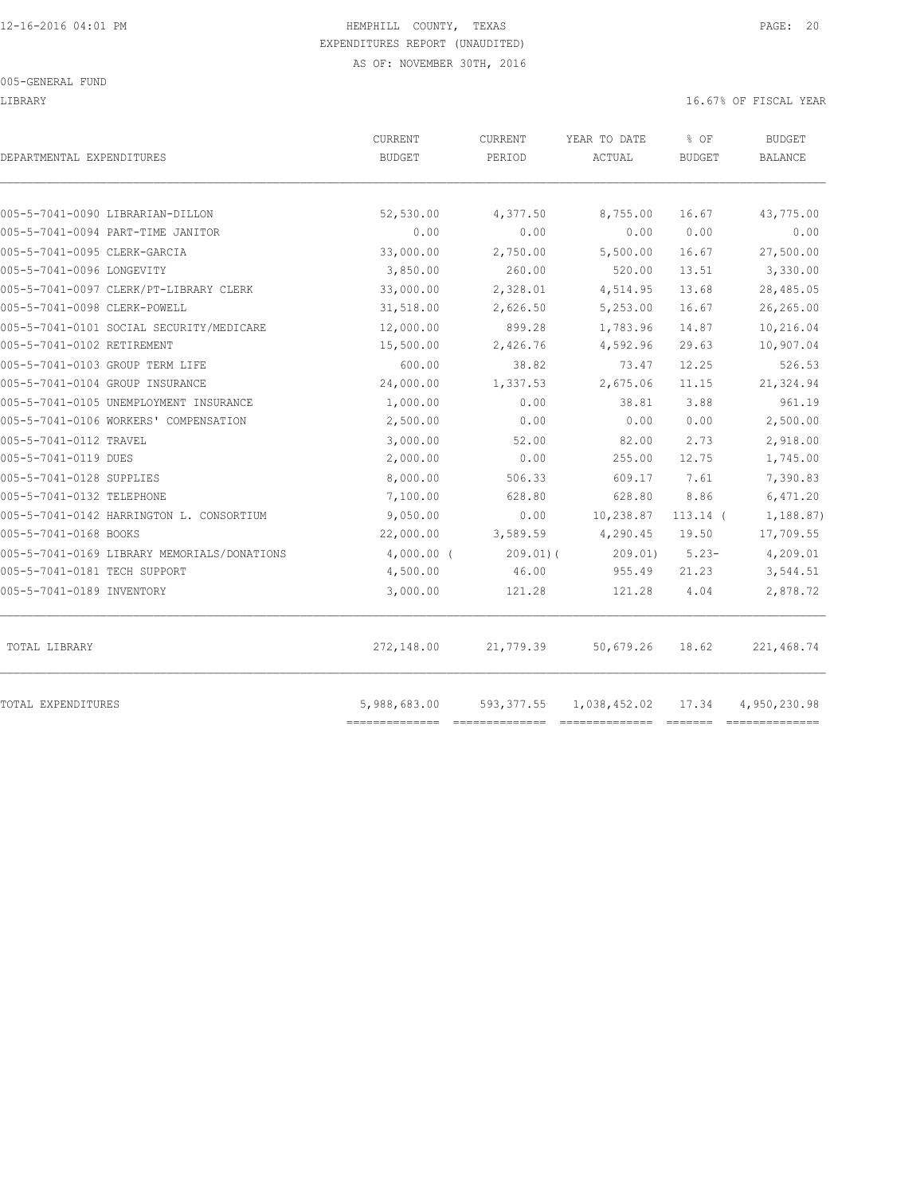HEMPHILL COUNTY, TEXAS
EXPENDITURES REPORT (UNAUDITED)
AS OF: NOVEMBER 30TH, 2016

005-GENERAL FUND

LIBRARY — 16.67% OF FISCAL YEAR

| DEPARTMENTAL EXPENDITURES | CURRENT BUDGET | CURRENT PERIOD | YEAR TO DATE ACTUAL | % OF BUDGET | BUDGET BALANCE |
|---|---|---|---|---|---|
| 005-5-7041-0090 LIBRARIAN-DILLON | 52,530.00 | 4,377.50 | 8,755.00 | 16.67 | 43,775.00 |
| 005-5-7041-0094 PART-TIME JANITOR | 0.00 | 0.00 | 0.00 | 0.00 | 0.00 |
| 005-5-7041-0095 CLERK-GARCIA | 33,000.00 | 2,750.00 | 5,500.00 | 16.67 | 27,500.00 |
| 005-5-7041-0096 LONGEVITY | 3,850.00 | 260.00 | 520.00 | 13.51 | 3,330.00 |
| 005-5-7041-0097 CLERK/PT-LIBRARY CLERK | 33,000.00 | 2,328.01 | 4,514.95 | 13.68 | 28,485.05 |
| 005-5-7041-0098 CLERK-POWELL | 31,518.00 | 2,626.50 | 5,253.00 | 16.67 | 26,265.00 |
| 005-5-7041-0101 SOCIAL SECURITY/MEDICARE | 12,000.00 | 899.28 | 1,783.96 | 14.87 | 10,216.04 |
| 005-5-7041-0102 RETIREMENT | 15,500.00 | 2,426.76 | 4,592.96 | 29.63 | 10,907.04 |
| 005-5-7041-0103 GROUP TERM LIFE | 600.00 | 38.82 | 73.47 | 12.25 | 526.53 |
| 005-5-7041-0104 GROUP INSURANCE | 24,000.00 | 1,337.53 | 2,675.06 | 11.15 | 21,324.94 |
| 005-5-7041-0105 UNEMPLOYMENT INSURANCE | 1,000.00 | 0.00 | 38.81 | 3.88 | 961.19 |
| 005-5-7041-0106 WORKERS' COMPENSATION | 2,500.00 | 0.00 | 0.00 | 0.00 | 2,500.00 |
| 005-5-7041-0112 TRAVEL | 3,000.00 | 52.00 | 82.00 | 2.73 | 2,918.00 |
| 005-5-7041-0119 DUES | 2,000.00 | 0.00 | 255.00 | 12.75 | 1,745.00 |
| 005-5-7041-0128 SUPPLIES | 8,000.00 | 506.33 | 609.17 | 7.61 | 7,390.83 |
| 005-5-7041-0132 TELEPHONE | 7,100.00 | 628.80 | 628.80 | 8.86 | 6,471.20 |
| 005-5-7041-0142 HARRINGTON L. CONSORTIUM | 9,050.00 | 0.00 | 10,238.87 | 113.14 | ( 1,188.87) |
| 005-5-7041-0168 BOOKS | 22,000.00 | 3,589.59 | 4,290.45 | 19.50 | 17,709.55 |
| 005-5-7041-0169 LIBRARY MEMORIALS/DONATIONS | 4,000.00 | ( 209.01) | ( 209.01) | 5.23- | 4,209.01 |
| 005-5-7041-0181 TECH SUPPORT | 4,500.00 | 46.00 | 955.49 | 21.23 | 3,544.51 |
| 005-5-7041-0189 INVENTORY | 3,000.00 | 121.28 | 121.28 | 4.04 | 2,878.72 |
| TOTAL LIBRARY | 272,148.00 | 21,779.39 | 50,679.26 | 18.62 | 221,468.74 |
| TOTAL EXPENDITURES | 5,988,683.00 | 593,377.55 | 1,038,452.02 | 17.34 | 4,950,230.98 |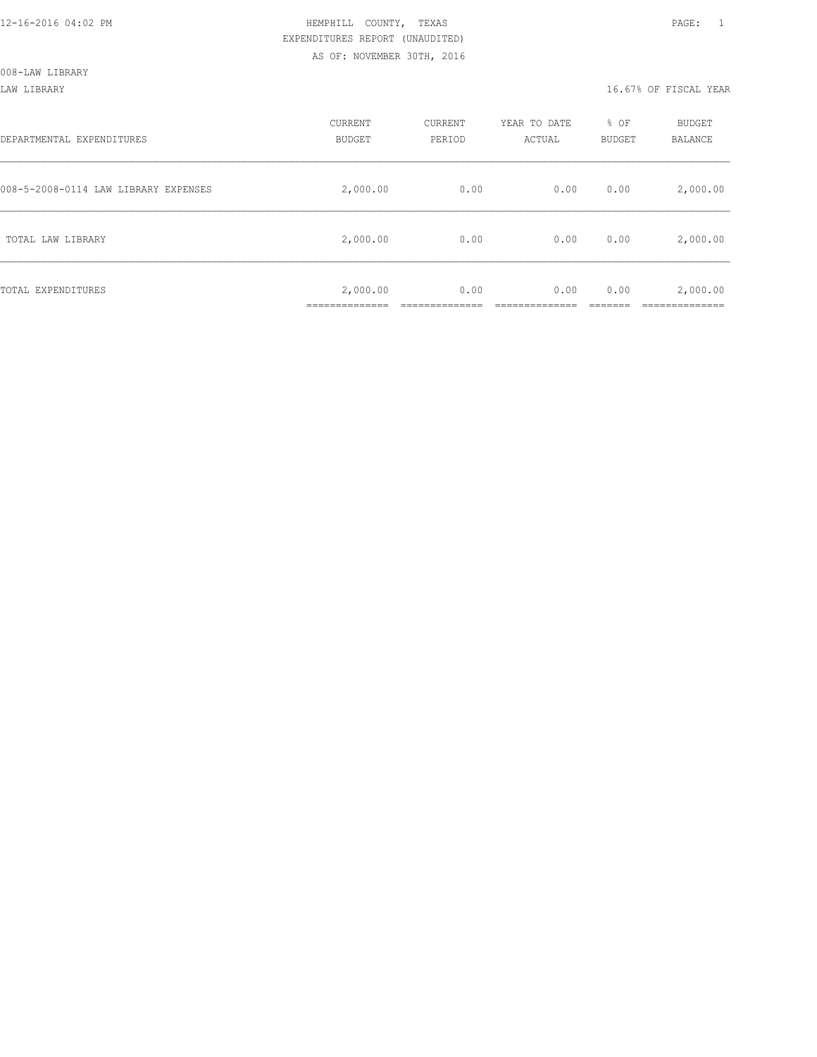HEMPHILL COUNTY, TEXAS
EXPENDITURES REPORT (UNAUDITED)
AS OF: NOVEMBER 30TH, 2016

008-LAW LIBRARY

LAW LIBRARY — 16.67% OF FISCAL YEAR

| DEPARTMENTAL EXPENDITURES | CURRENT BUDGET | CURRENT PERIOD | YEAR TO DATE ACTUAL | % OF BUDGET | BUDGET BALANCE |
|---|---|---|---|---|---|
| 008-5-2008-0114 LAW LIBRARY EXPENSES | 2,000.00 | 0.00 | 0.00 | 0.00 | 2,000.00 |
| TOTAL LAW LIBRARY | 2,000.00 | 0.00 | 0.00 | 0.00 | 2,000.00 |
| TOTAL EXPENDITURES | 2,000.00 | 0.00 | 0.00 | 0.00 | 2,000.00 |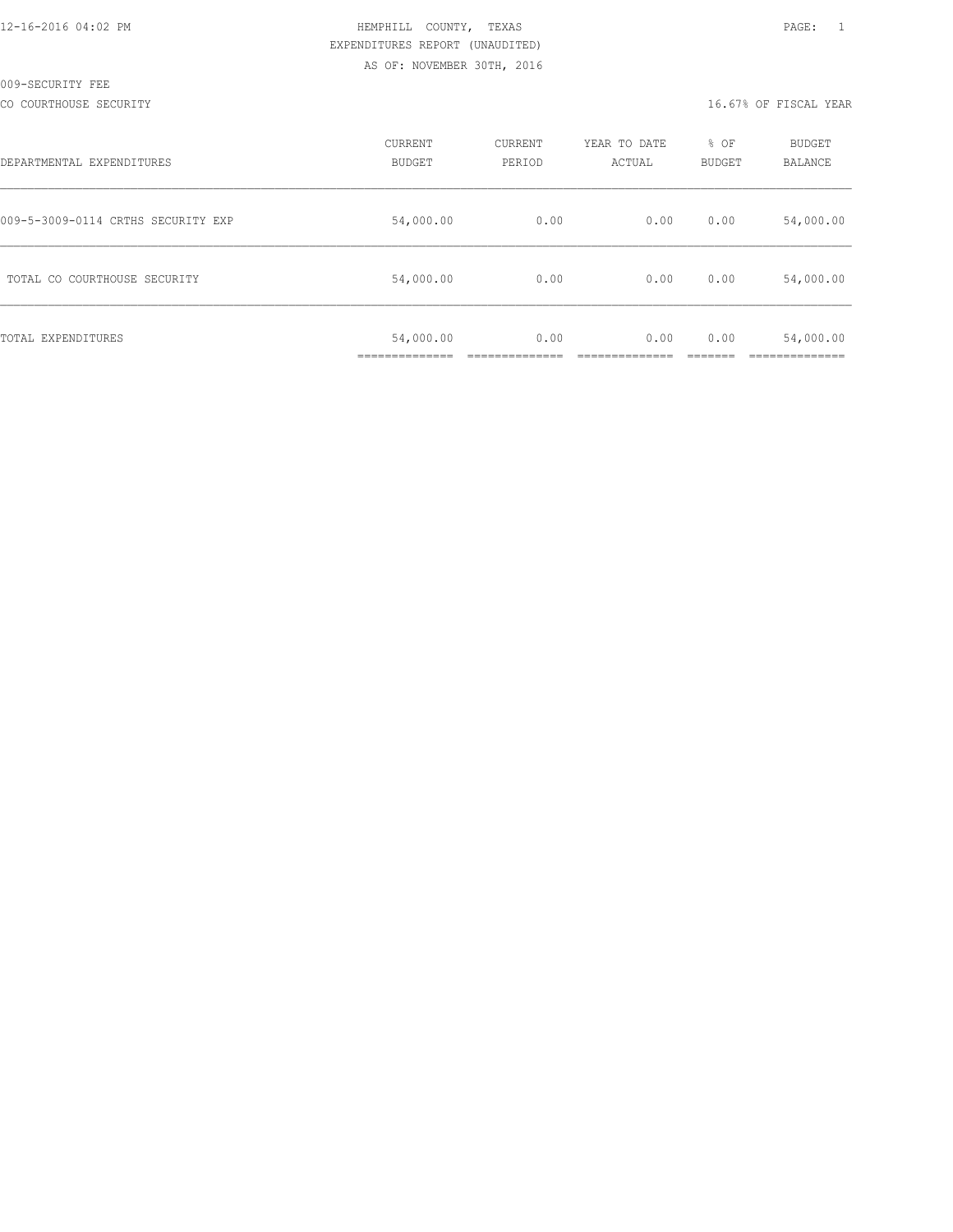12-16-2016 04:02 PM

HEMPHILL COUNTY, TEXAS

EXPENDITURES REPORT (UNAUDITED)

AS OF: NOVEMBER 30TH, 2016

009-SECURITY FEE

CO COURTHOUSE SECURITY

16.67% OF FISCAL YEAR

| DEPARTMENTAL EXPENDITURES | CURRENT BUDGET | CURRENT PERIOD | YEAR TO DATE ACTUAL | % OF BUDGET | BUDGET BALANCE |
|---|---|---|---|---|---|
| 009-5-3009-0114 CRTHS SECURITY EXP | 54,000.00 | 0.00 | 0.00 | 0.00 | 54,000.00 |
| TOTAL CO COURTHOUSE SECURITY | 54,000.00 | 0.00 | 0.00 | 0.00 | 54,000.00 |
| TOTAL EXPENDITURES | 54,000.00 | 0.00 | 0.00 | 0.00 | 54,000.00 |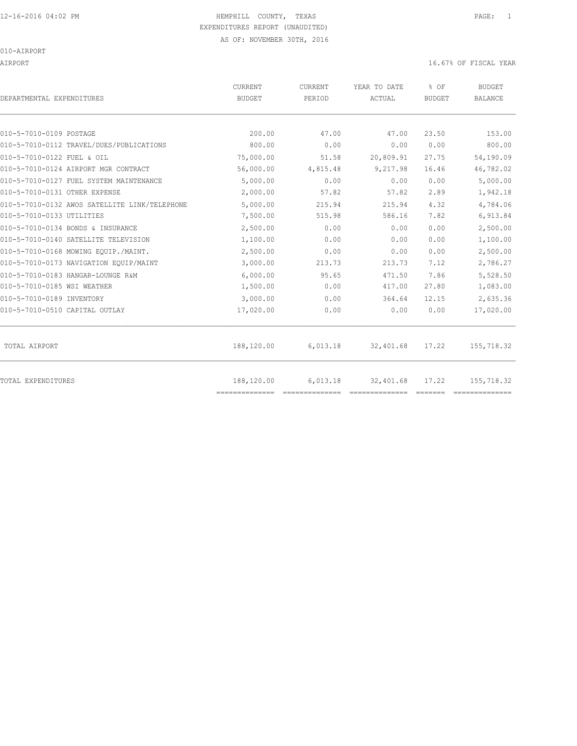HEMPHILL COUNTY, TEXAS
EXPENDITURES REPORT (UNAUDITED)
AS OF: NOVEMBER 30TH, 2016

010-AIRPORT

AIRPORT — 16.67% OF FISCAL YEAR

| DEPARTMENTAL EXPENDITURES | CURRENT BUDGET | CURRENT PERIOD | YEAR TO DATE ACTUAL | % OF BUDGET | BUDGET BALANCE |
|---|---|---|---|---|---|
| 010-5-7010-0109 POSTAGE | 200.00 | 47.00 | 47.00 | 23.50 | 153.00 |
| 010-5-7010-0112 TRAVEL/DUES/PUBLICATIONS | 800.00 | 0.00 | 0.00 | 0.00 | 800.00 |
| 010-5-7010-0122 FUEL & OIL | 75,000.00 | 51.58 | 20,809.91 | 27.75 | 54,190.09 |
| 010-5-7010-0124 AIRPORT MGR CONTRACT | 56,000.00 | 4,815.48 | 9,217.98 | 16.46 | 46,782.02 |
| 010-5-7010-0127 FUEL SYSTEM MAINTENANCE | 5,000.00 | 0.00 | 0.00 | 0.00 | 5,000.00 |
| 010-5-7010-0131 OTHER EXPENSE | 2,000.00 | 57.82 | 57.82 | 2.89 | 1,942.18 |
| 010-5-7010-0132 AWOS SATELLITE LINK/TELEPHONE | 5,000.00 | 215.94 | 215.94 | 4.32 | 4,784.06 |
| 010-5-7010-0133 UTILITIES | 7,500.00 | 515.98 | 586.16 | 7.82 | 6,913.84 |
| 010-5-7010-0134 BONDS & INSURANCE | 2,500.00 | 0.00 | 0.00 | 0.00 | 2,500.00 |
| 010-5-7010-0140 SATELLITE TELEVISION | 1,100.00 | 0.00 | 0.00 | 0.00 | 1,100.00 |
| 010-5-7010-0168 MOWING EQUIP./MAINT. | 2,500.00 | 0.00 | 0.00 | 0.00 | 2,500.00 |
| 010-5-7010-0173 NAVIGATION EQUIP/MAINT | 3,000.00 | 213.73 | 213.73 | 7.12 | 2,786.27 |
| 010-5-7010-0183 HANGAR-LOUNGE R&M | 6,000.00 | 95.65 | 471.50 | 7.86 | 5,528.50 |
| 010-5-7010-0185 WSI WEATHER | 1,500.00 | 0.00 | 417.00 | 27.80 | 1,083.00 |
| 010-5-7010-0189 INVENTORY | 3,000.00 | 0.00 | 364.64 | 12.15 | 2,635.36 |
| 010-5-7010-0510 CAPITAL OUTLAY | 17,020.00 | 0.00 | 0.00 | 0.00 | 17,020.00 |
| TOTAL AIRPORT | 188,120.00 | 6,013.18 | 32,401.68 | 17.22 | 155,718.32 |
| TOTAL EXPENDITURES | 188,120.00 | 6,013.18 | 32,401.68 | 17.22 | 155,718.32 |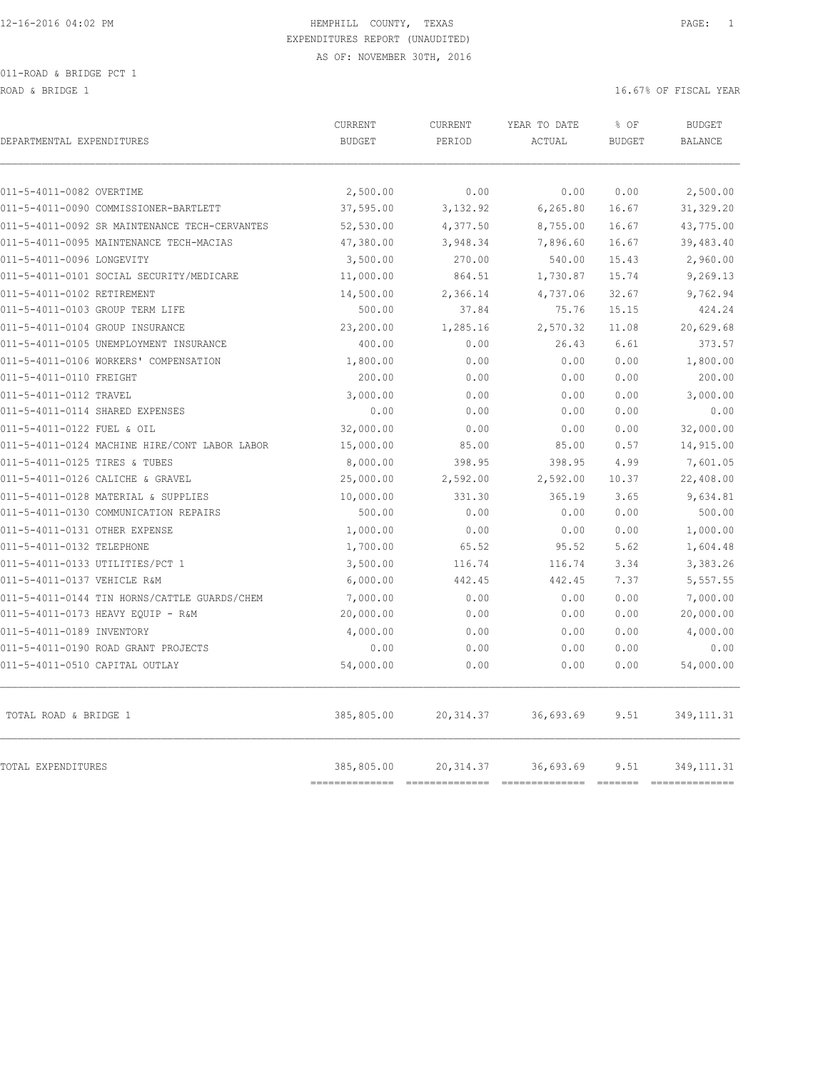HEMPHILL COUNTY, TEXAS
EXPENDITURES REPORT (UNAUDITED)
AS OF: NOVEMBER 30TH, 2016

011-ROAD & BRIDGE PCT 1

ROAD & BRIDGE 1 — 16.67% OF FISCAL YEAR

| DEPARTMENTAL EXPENDITURES | CURRENT BUDGET | CURRENT PERIOD | YEAR TO DATE ACTUAL | % OF BUDGET | BUDGET BALANCE |
|---|---|---|---|---|---|
| 011-5-4011-0082 OVERTIME | 2,500.00 | 0.00 | 0.00 | 0.00 | 2,500.00 |
| 011-5-4011-0090 COMMISSIONER-BARTLETT | 37,595.00 | 3,132.92 | 6,265.80 | 16.67 | 31,329.20 |
| 011-5-4011-0092 SR MAINTENANCE TECH-CERVANTES | 52,530.00 | 4,377.50 | 8,755.00 | 16.67 | 43,775.00 |
| 011-5-4011-0095 MAINTENANCE TECH-MACIAS | 47,380.00 | 3,948.34 | 7,896.60 | 16.67 | 39,483.40 |
| 011-5-4011-0096 LONGEVITY | 3,500.00 | 270.00 | 540.00 | 15.43 | 2,960.00 |
| 011-5-4011-0101 SOCIAL SECURITY/MEDICARE | 11,000.00 | 864.51 | 1,730.87 | 15.74 | 9,269.13 |
| 011-5-4011-0102 RETIREMENT | 14,500.00 | 2,366.14 | 4,737.06 | 32.67 | 9,762.94 |
| 011-5-4011-0103 GROUP TERM LIFE | 500.00 | 37.84 | 75.76 | 15.15 | 424.24 |
| 011-5-4011-0104 GROUP INSURANCE | 23,200.00 | 1,285.16 | 2,570.32 | 11.08 | 20,629.68 |
| 011-5-4011-0105 UNEMPLOYMENT INSURANCE | 400.00 | 0.00 | 26.43 | 6.61 | 373.57 |
| 011-5-4011-0106 WORKERS' COMPENSATION | 1,800.00 | 0.00 | 0.00 | 0.00 | 1,800.00 |
| 011-5-4011-0110 FREIGHT | 200.00 | 0.00 | 0.00 | 0.00 | 200.00 |
| 011-5-4011-0112 TRAVEL | 3,000.00 | 0.00 | 0.00 | 0.00 | 3,000.00 |
| 011-5-4011-0114 SHARED EXPENSES | 0.00 | 0.00 | 0.00 | 0.00 | 0.00 |
| 011-5-4011-0122 FUEL & OIL | 32,000.00 | 0.00 | 0.00 | 0.00 | 32,000.00 |
| 011-5-4011-0124 MACHINE HIRE/CONT LABOR LABOR | 15,000.00 | 85.00 | 85.00 | 0.57 | 14,915.00 |
| 011-5-4011-0125 TIRES & TUBES | 8,000.00 | 398.95 | 398.95 | 4.99 | 7,601.05 |
| 011-5-4011-0126 CALICHE & GRAVEL | 25,000.00 | 2,592.00 | 2,592.00 | 10.37 | 22,408.00 |
| 011-5-4011-0128 MATERIAL & SUPPLIES | 10,000.00 | 331.30 | 365.19 | 3.65 | 9,634.81 |
| 011-5-4011-0130 COMMUNICATION REPAIRS | 500.00 | 0.00 | 0.00 | 0.00 | 500.00 |
| 011-5-4011-0131 OTHER EXPENSE | 1,000.00 | 0.00 | 0.00 | 0.00 | 1,000.00 |
| 011-5-4011-0132 TELEPHONE | 1,700.00 | 65.52 | 95.52 | 5.62 | 1,604.48 |
| 011-5-4011-0133 UTILITIES/PCT 1 | 3,500.00 | 116.74 | 116.74 | 3.34 | 3,383.26 |
| 011-5-4011-0137 VEHICLE R&M | 6,000.00 | 442.45 | 442.45 | 7.37 | 5,557.55 |
| 011-5-4011-0144 TIN HORNS/CATTLE GUARDS/CHEM | 7,000.00 | 0.00 | 0.00 | 0.00 | 7,000.00 |
| 011-5-4011-0173 HEAVY EQUIP - R&M | 20,000.00 | 0.00 | 0.00 | 0.00 | 20,000.00 |
| 011-5-4011-0189 INVENTORY | 4,000.00 | 0.00 | 0.00 | 0.00 | 4,000.00 |
| 011-5-4011-0190 ROAD GRANT PROJECTS | 0.00 | 0.00 | 0.00 | 0.00 | 0.00 |
| 011-5-4011-0510 CAPITAL OUTLAY | 54,000.00 | 0.00 | 0.00 | 0.00 | 54,000.00 |
| TOTAL ROAD & BRIDGE 1 | 385,805.00 | 20,314.37 | 36,693.69 | 9.51 | 349,111.31 |
| TOTAL EXPENDITURES | 385,805.00 | 20,314.37 | 36,693.69 | 9.51 | 349,111.31 |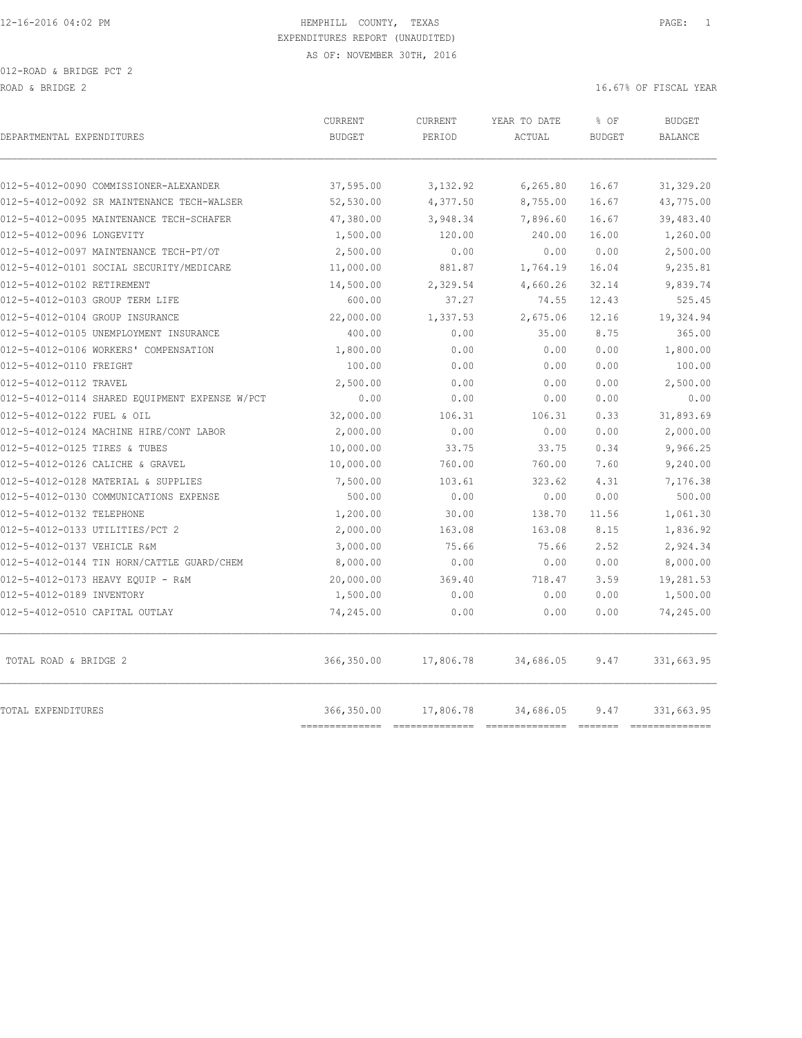HEMPHILL COUNTY, TEXAS
EXPENDITURES REPORT (UNAUDITED)
AS OF: NOVEMBER 30TH, 2016

012-ROAD & BRIDGE PCT 2

ROAD & BRIDGE 2

16.67% OF FISCAL YEAR

| DEPARTMENTAL EXPENDITURES | CURRENT BUDGET | CURRENT PERIOD | YEAR TO DATE ACTUAL | % OF BUDGET | BUDGET BALANCE |
|---|---|---|---|---|---|
| 012-5-4012-0090 COMMISSIONER-ALEXANDER | 37,595.00 | 3,132.92 | 6,265.80 | 16.67 | 31,329.20 |
| 012-5-4012-0092 SR MAINTENANCE TECH-WALSER | 52,530.00 | 4,377.50 | 8,755.00 | 16.67 | 43,775.00 |
| 012-5-4012-0095 MAINTENANCE TECH-SCHAFER | 47,380.00 | 3,948.34 | 7,896.60 | 16.67 | 39,483.40 |
| 012-5-4012-0096 LONGEVITY | 1,500.00 | 120.00 | 240.00 | 16.00 | 1,260.00 |
| 012-5-4012-0097 MAINTENANCE TECH-PT/OT | 2,500.00 | 0.00 | 0.00 | 0.00 | 2,500.00 |
| 012-5-4012-0101 SOCIAL SECURITY/MEDICARE | 11,000.00 | 881.87 | 1,764.19 | 16.04 | 9,235.81 |
| 012-5-4012-0102 RETIREMENT | 14,500.00 | 2,329.54 | 4,660.26 | 32.14 | 9,839.74 |
| 012-5-4012-0103 GROUP TERM LIFE | 600.00 | 37.27 | 74.55 | 12.43 | 525.45 |
| 012-5-4012-0104 GROUP INSURANCE | 22,000.00 | 1,337.53 | 2,675.06 | 12.16 | 19,324.94 |
| 012-5-4012-0105 UNEMPLOYMENT INSURANCE | 400.00 | 0.00 | 35.00 | 8.75 | 365.00 |
| 012-5-4012-0106 WORKERS' COMPENSATION | 1,800.00 | 0.00 | 0.00 | 0.00 | 1,800.00 |
| 012-5-4012-0110 FREIGHT | 100.00 | 0.00 | 0.00 | 0.00 | 100.00 |
| 012-5-4012-0112 TRAVEL | 2,500.00 | 0.00 | 0.00 | 0.00 | 2,500.00 |
| 012-5-4012-0114 SHARED EQUIPMENT EXPENSE W/PCT | 0.00 | 0.00 | 0.00 | 0.00 | 0.00 |
| 012-5-4012-0122 FUEL & OIL | 32,000.00 | 106.31 | 106.31 | 0.33 | 31,893.69 |
| 012-5-4012-0124 MACHINE HIRE/CONT LABOR | 2,000.00 | 0.00 | 0.00 | 0.00 | 2,000.00 |
| 012-5-4012-0125 TIRES & TUBES | 10,000.00 | 33.75 | 33.75 | 0.34 | 9,966.25 |
| 012-5-4012-0126 CALICHE & GRAVEL | 10,000.00 | 760.00 | 760.00 | 7.60 | 9,240.00 |
| 012-5-4012-0128 MATERIAL & SUPPLIES | 7,500.00 | 103.61 | 323.62 | 4.31 | 7,176.38 |
| 012-5-4012-0130 COMMUNICATIONS EXPENSE | 500.00 | 0.00 | 0.00 | 0.00 | 500.00 |
| 012-5-4012-0132 TELEPHONE | 1,200.00 | 30.00 | 138.70 | 11.56 | 1,061.30 |
| 012-5-4012-0133 UTILITIES/PCT 2 | 2,000.00 | 163.08 | 163.08 | 8.15 | 1,836.92 |
| 012-5-4012-0137 VEHICLE R&M | 3,000.00 | 75.66 | 75.66 | 2.52 | 2,924.34 |
| 012-5-4012-0144 TIN HORN/CATTLE GUARD/CHEM | 8,000.00 | 0.00 | 0.00 | 0.00 | 8,000.00 |
| 012-5-4012-0173 HEAVY EQUIP - R&M | 20,000.00 | 369.40 | 718.47 | 3.59 | 19,281.53 |
| 012-5-4012-0189 INVENTORY | 1,500.00 | 0.00 | 0.00 | 0.00 | 1,500.00 |
| 012-5-4012-0510 CAPITAL OUTLAY | 74,245.00 | 0.00 | 0.00 | 0.00 | 74,245.00 |
| TOTAL ROAD & BRIDGE 2 | 366,350.00 | 17,806.78 | 34,686.05 | 9.47 | 331,663.95 |
| TOTAL EXPENDITURES | 366,350.00 | 17,806.78 | 34,686.05 | 9.47 | 331,663.95 |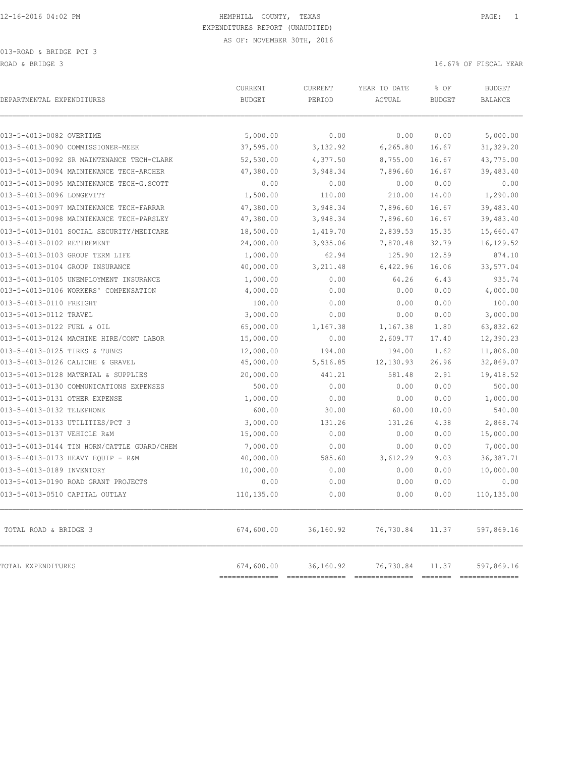HEMPHILL COUNTY, TEXAS
EXPENDITURES REPORT (UNAUDITED)
AS OF: NOVEMBER 30TH, 2016

013-ROAD & BRIDGE PCT 3

ROAD & BRIDGE 3

16.67% OF FISCAL YEAR

| DEPARTMENTAL EXPENDITURES | CURRENT BUDGET | CURRENT PERIOD | YEAR TO DATE ACTUAL | % OF BUDGET | BUDGET BALANCE |
|---|---|---|---|---|---|
| 013-5-4013-0082 OVERTIME | 5,000.00 | 0.00 | 0.00 | 0.00 | 5,000.00 |
| 013-5-4013-0090 COMMISSIONER-MEEK | 37,595.00 | 3,132.92 | 6,265.80 | 16.67 | 31,329.20 |
| 013-5-4013-0092 SR MAINTENANCE TECH-CLARK | 52,530.00 | 4,377.50 | 8,755.00 | 16.67 | 43,775.00 |
| 013-5-4013-0094 MAINTENANCE TECH-ARCHER | 47,380.00 | 3,948.34 | 7,896.60 | 16.67 | 39,483.40 |
| 013-5-4013-0095 MAINTENANCE TECH-G.SCOTT | 0.00 | 0.00 | 0.00 | 0.00 | 0.00 |
| 013-5-4013-0096 LONGEVITY | 1,500.00 | 110.00 | 210.00 | 14.00 | 1,290.00 |
| 013-5-4013-0097 MAINTENANCE TECH-FARRAR | 47,380.00 | 3,948.34 | 7,896.60 | 16.67 | 39,483.40 |
| 013-5-4013-0098 MAINTENANCE TECH-PARSLEY | 47,380.00 | 3,948.34 | 7,896.60 | 16.67 | 39,483.40 |
| 013-5-4013-0101 SOCIAL SECURITY/MEDICARE | 18,500.00 | 1,419.70 | 2,839.53 | 15.35 | 15,660.47 |
| 013-5-4013-0102 RETIREMENT | 24,000.00 | 3,935.06 | 7,870.48 | 32.79 | 16,129.52 |
| 013-5-4013-0103 GROUP TERM LIFE | 1,000.00 | 62.94 | 125.90 | 12.59 | 874.10 |
| 013-5-4013-0104 GROUP INSURANCE | 40,000.00 | 3,211.48 | 6,422.96 | 16.06 | 33,577.04 |
| 013-5-4013-0105 UNEMPLOYMENT INSURANCE | 1,000.00 | 0.00 | 64.26 | 6.43 | 935.74 |
| 013-5-4013-0106 WORKERS' COMPENSATION | 4,000.00 | 0.00 | 0.00 | 0.00 | 4,000.00 |
| 013-5-4013-0110 FREIGHT | 100.00 | 0.00 | 0.00 | 0.00 | 100.00 |
| 013-5-4013-0112 TRAVEL | 3,000.00 | 0.00 | 0.00 | 0.00 | 3,000.00 |
| 013-5-4013-0122 FUEL & OIL | 65,000.00 | 1,167.38 | 1,167.38 | 1.80 | 63,832.62 |
| 013-5-4013-0124 MACHINE HIRE/CONT LABOR | 15,000.00 | 0.00 | 2,609.77 | 17.40 | 12,390.23 |
| 013-5-4013-0125 TIRES & TUBES | 12,000.00 | 194.00 | 194.00 | 1.62 | 11,806.00 |
| 013-5-4013-0126 CALICHE & GRAVEL | 45,000.00 | 5,516.85 | 12,130.93 | 26.96 | 32,869.07 |
| 013-5-4013-0128 MATERIAL & SUPPLIES | 20,000.00 | 441.21 | 581.48 | 2.91 | 19,418.52 |
| 013-5-4013-0130 COMMUNICATIONS EXPENSES | 500.00 | 0.00 | 0.00 | 0.00 | 500.00 |
| 013-5-4013-0131 OTHER EXPENSE | 1,000.00 | 0.00 | 0.00 | 0.00 | 1,000.00 |
| 013-5-4013-0132 TELEPHONE | 600.00 | 30.00 | 60.00 | 10.00 | 540.00 |
| 013-5-4013-0133 UTILITIES/PCT 3 | 3,000.00 | 131.26 | 131.26 | 4.38 | 2,868.74 |
| 013-5-4013-0137 VEHICLE R&M | 15,000.00 | 0.00 | 0.00 | 0.00 | 15,000.00 |
| 013-5-4013-0144 TIN HORN/CATTLE GUARD/CHEM | 7,000.00 | 0.00 | 0.00 | 0.00 | 7,000.00 |
| 013-5-4013-0173 HEAVY EQUIP - R&M | 40,000.00 | 585.60 | 3,612.29 | 9.03 | 36,387.71 |
| 013-5-4013-0189 INVENTORY | 10,000.00 | 0.00 | 0.00 | 0.00 | 10,000.00 |
| 013-5-4013-0190 ROAD GRANT PROJECTS | 0.00 | 0.00 | 0.00 | 0.00 | 0.00 |
| 013-5-4013-0510 CAPITAL OUTLAY | 110,135.00 | 0.00 | 0.00 | 0.00 | 110,135.00 |
| TOTAL ROAD & BRIDGE 3 | 674,600.00 | 36,160.92 | 76,730.84 | 11.37 | 597,869.16 |
| TOTAL EXPENDITURES | 674,600.00 | 36,160.92 | 76,730.84 | 11.37 | 597,869.16 |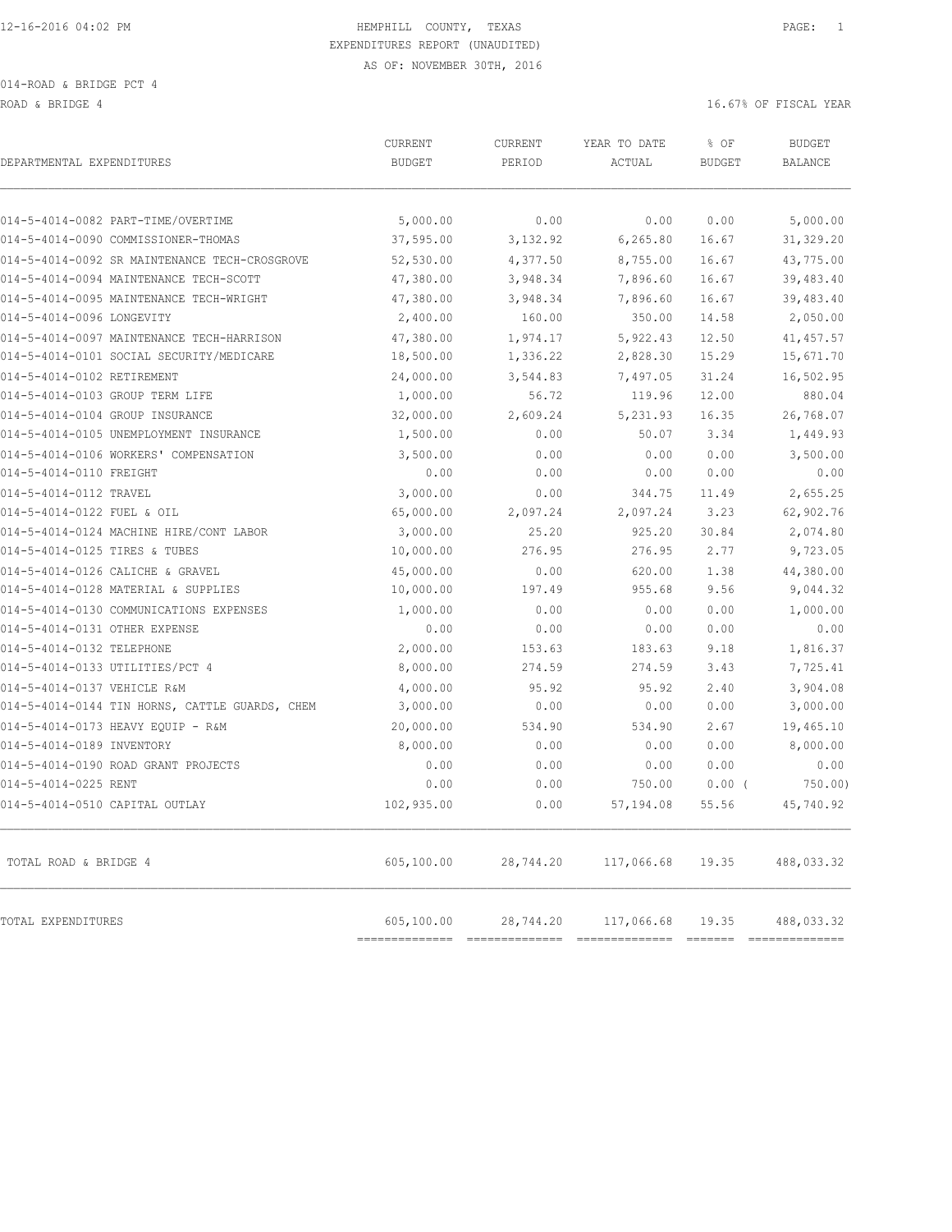12-16-2016 04:02 PM

HEMPHILL COUNTY, TEXAS

EXPENDITURES REPORT (UNAUDITED)

AS OF: NOVEMBER 30TH, 2016

014-ROAD & BRIDGE PCT 4

ROAD & BRIDGE 4

16.67% OF FISCAL YEAR

| DEPARTMENTAL EXPENDITURES | CURRENT BUDGET | CURRENT PERIOD | YEAR TO DATE ACTUAL | % OF BUDGET | BUDGET BALANCE |
|---|---|---|---|---|---|
| 014-5-4014-0082 PART-TIME/OVERTIME | 5,000.00 | 0.00 | 0.00 | 0.00 | 5,000.00 |
| 014-5-4014-0090 COMMISSIONER-THOMAS | 37,595.00 | 3,132.92 | 6,265.80 | 16.67 | 31,329.20 |
| 014-5-4014-0092 SR MAINTENANCE TECH-CROSGROVE | 52,530.00 | 4,377.50 | 8,755.00 | 16.67 | 43,775.00 |
| 014-5-4014-0094 MAINTENANCE TECH-SCOTT | 47,380.00 | 3,948.34 | 7,896.60 | 16.67 | 39,483.40 |
| 014-5-4014-0095 MAINTENANCE TECH-WRIGHT | 47,380.00 | 3,948.34 | 7,896.60 | 16.67 | 39,483.40 |
| 014-5-4014-0096 LONGEVITY | 2,400.00 | 160.00 | 350.00 | 14.58 | 2,050.00 |
| 014-5-4014-0097 MAINTENANCE TECH-HARRISON | 47,380.00 | 1,974.17 | 5,922.43 | 12.50 | 41,457.57 |
| 014-5-4014-0101 SOCIAL SECURITY/MEDICARE | 18,500.00 | 1,336.22 | 2,828.30 | 15.29 | 15,671.70 |
| 014-5-4014-0102 RETIREMENT | 24,000.00 | 3,544.83 | 7,497.05 | 31.24 | 16,502.95 |
| 014-5-4014-0103 GROUP TERM LIFE | 1,000.00 | 56.72 | 119.96 | 12.00 | 880.04 |
| 014-5-4014-0104 GROUP INSURANCE | 32,000.00 | 2,609.24 | 5,231.93 | 16.35 | 26,768.07 |
| 014-5-4014-0105 UNEMPLOYMENT INSURANCE | 1,500.00 | 0.00 | 50.07 | 3.34 | 1,449.93 |
| 014-5-4014-0106 WORKERS' COMPENSATION | 3,500.00 | 0.00 | 0.00 | 0.00 | 3,500.00 |
| 014-5-4014-0110 FREIGHT | 0.00 | 0.00 | 0.00 | 0.00 | 0.00 |
| 014-5-4014-0112 TRAVEL | 3,000.00 | 0.00 | 344.75 | 11.49 | 2,655.25 |
| 014-5-4014-0122 FUEL & OIL | 65,000.00 | 2,097.24 | 2,097.24 | 3.23 | 62,902.76 |
| 014-5-4014-0124 MACHINE HIRE/CONT LABOR | 3,000.00 | 25.20 | 925.20 | 30.84 | 2,074.80 |
| 014-5-4014-0125 TIRES & TUBES | 10,000.00 | 276.95 | 276.95 | 2.77 | 9,723.05 |
| 014-5-4014-0126 CALICHE & GRAVEL | 45,000.00 | 0.00 | 620.00 | 1.38 | 44,380.00 |
| 014-5-4014-0128 MATERIAL & SUPPLIES | 10,000.00 | 197.49 | 955.68 | 9.56 | 9,044.32 |
| 014-5-4014-0130 COMMUNICATIONS EXPENSES | 1,000.00 | 0.00 | 0.00 | 0.00 | 1,000.00 |
| 014-5-4014-0131 OTHER EXPENSE | 0.00 | 0.00 | 0.00 | 0.00 | 0.00 |
| 014-5-4014-0132 TELEPHONE | 2,000.00 | 153.63 | 183.63 | 9.18 | 1,816.37 |
| 014-5-4014-0133 UTILITIES/PCT 4 | 8,000.00 | 274.59 | 274.59 | 3.43 | 7,725.41 |
| 014-5-4014-0137 VEHICLE R&M | 4,000.00 | 95.92 | 95.92 | 2.40 | 3,904.08 |
| 014-5-4014-0144 TIN HORNS, CATTLE GUARDS, CHEM | 3,000.00 | 0.00 | 0.00 | 0.00 | 3,000.00 |
| 014-5-4014-0173 HEAVY EQUIP - R&M | 20,000.00 | 534.90 | 534.90 | 2.67 | 19,465.10 |
| 014-5-4014-0189 INVENTORY | 8,000.00 | 0.00 | 0.00 | 0.00 | 8,000.00 |
| 014-5-4014-0190 ROAD GRANT PROJECTS | 0.00 | 0.00 | 0.00 | 0.00 | 0.00 |
| 014-5-4014-0225 RENT | 0.00 | 0.00 | 750.00 | 0.00 ( | 750.00) |
| 014-5-4014-0510 CAPITAL OUTLAY | 102,935.00 | 0.00 | 57,194.08 | 55.56 | 45,740.92 |
| TOTAL ROAD & BRIDGE 4 | 605,100.00 | 28,744.20 | 117,066.68 | 19.35 | 488,033.32 |
| TOTAL EXPENDITURES | 605,100.00 | 28,744.20 | 117,066.68 | 19.35 | 488,033.32 |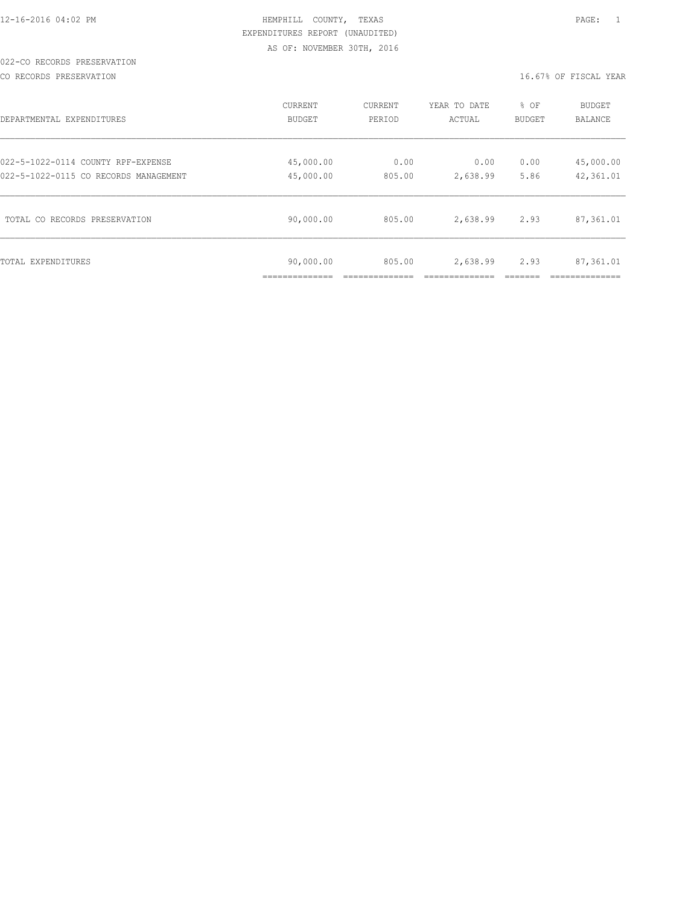HEMPHILL COUNTY, TEXAS
EXPENDITURES REPORT (UNAUDITED)
AS OF: NOVEMBER 30TH, 2016

022-CO RECORDS PRESERVATION

CO RECORDS PRESERVATION — 16.67% OF FISCAL YEAR

| DEPARTMENTAL EXPENDITURES | CURRENT BUDGET | CURRENT PERIOD | YEAR TO DATE ACTUAL | % OF BUDGET | BUDGET BALANCE |
|---|---|---|---|---|---|
| 022-5-1022-0114 COUNTY RPF-EXPENSE | 45,000.00 | 0.00 | 0.00 | 0.00 | 45,000.00 |
| 022-5-1022-0115 CO RECORDS MANAGEMENT | 45,000.00 | 805.00 | 2,638.99 | 5.86 | 42,361.01 |
| TOTAL CO RECORDS PRESERVATION | 90,000.00 | 805.00 | 2,638.99 | 2.93 | 87,361.01 |
| TOTAL EXPENDITURES | 90,000.00 | 805.00 | 2,638.99 | 2.93 | 87,361.01 |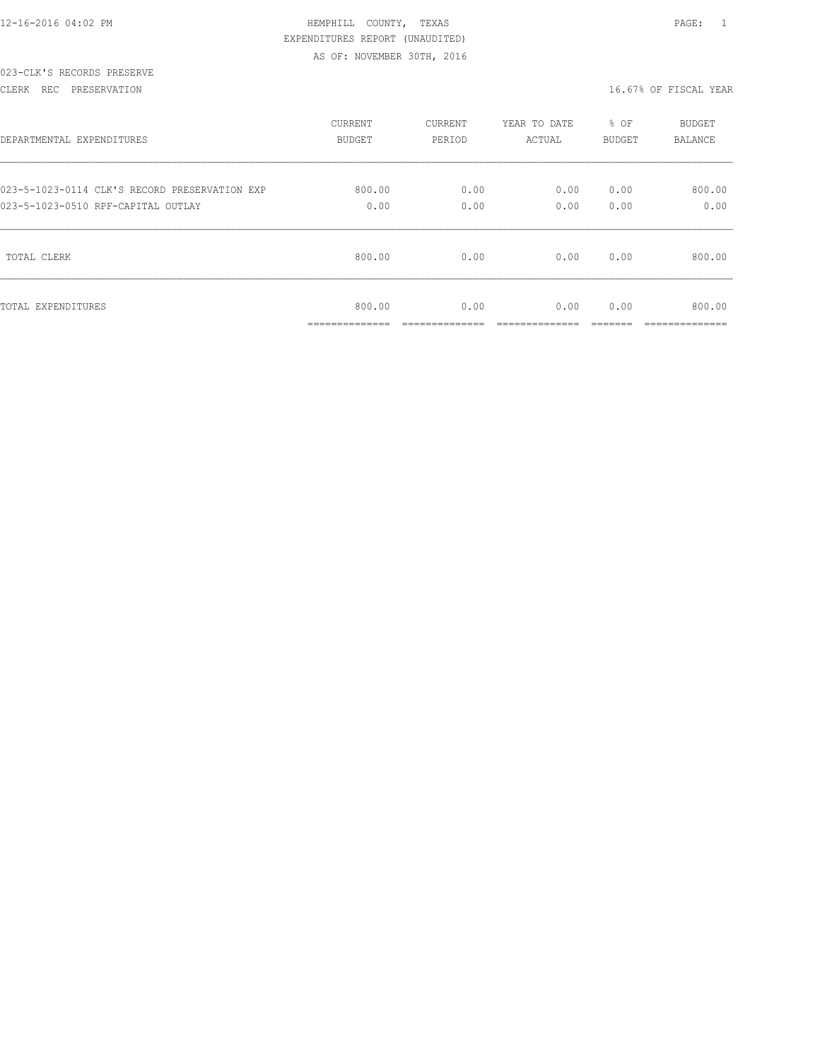HEMPHILL COUNTY, TEXAS
EXPENDITURES REPORT (UNAUDITED)
AS OF: NOVEMBER 30TH, 2016

023-CLK'S RECORDS PRESERVE

CLERK REC PRESERVATION — 16.67% OF FISCAL YEAR

| DEPARTMENTAL EXPENDITURES | CURRENT BUDGET | CURRENT PERIOD | YEAR TO DATE ACTUAL | % OF BUDGET | BUDGET BALANCE |
|---|---|---|---|---|---|
| 023-5-1023-0114 CLK'S RECORD PRESERVATION EXP | 800.00 | 0.00 | 0.00 | 0.00 | 800.00 |
| 023-5-1023-0510 RPF-CAPITAL OUTLAY | 0.00 | 0.00 | 0.00 | 0.00 | 0.00 |
| TOTAL CLERK | 800.00 | 0.00 | 0.00 | 0.00 | 800.00 |
| TOTAL EXPENDITURES | 800.00 | 0.00 | 0.00 | 0.00 | 800.00 |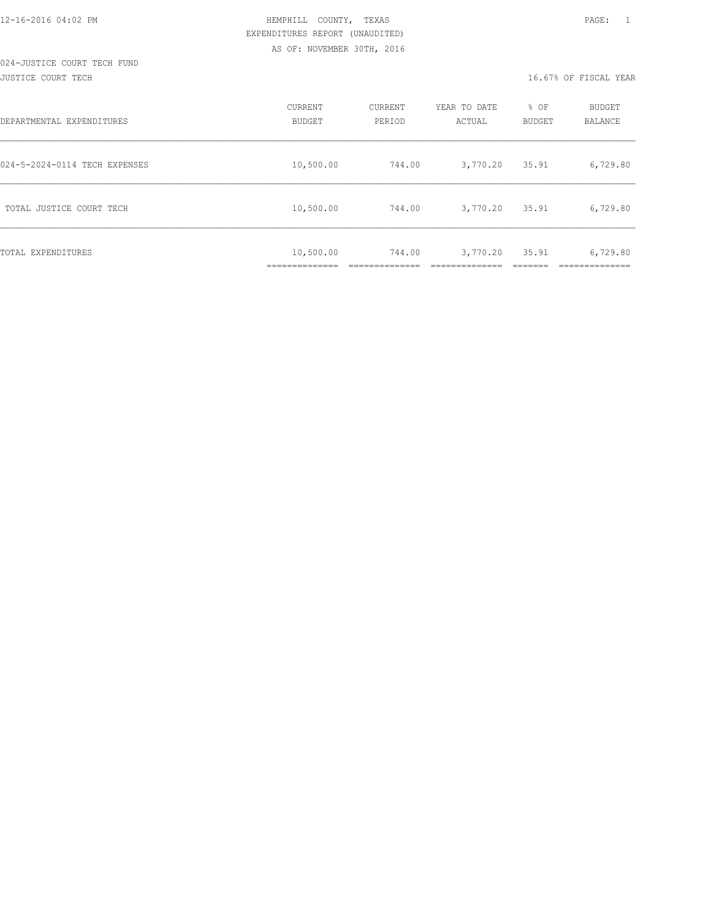HEMPHILL COUNTY, TEXAS
EXPENDITURES REPORT (UNAUDITED)
AS OF: NOVEMBER 30TH, 2016

024-JUSTICE COURT TECH FUND
JUSTICE COURT TECH

16.67% OF FISCAL YEAR

| DEPARTMENTAL EXPENDITURES | CURRENT BUDGET | CURRENT PERIOD | YEAR TO DATE ACTUAL | % OF BUDGET | BUDGET BALANCE |
|---|---|---|---|---|---|
| 024-5-2024-0114 TECH EXPENSES | 10,500.00 | 744.00 | 3,770.20 | 35.91 | 6,729.80 |
| TOTAL JUSTICE COURT TECH | 10,500.00 | 744.00 | 3,770.20 | 35.91 | 6,729.80 |
| TOTAL EXPENDITURES | 10,500.00 | 744.00 | 3,770.20 | 35.91 | 6,729.80 |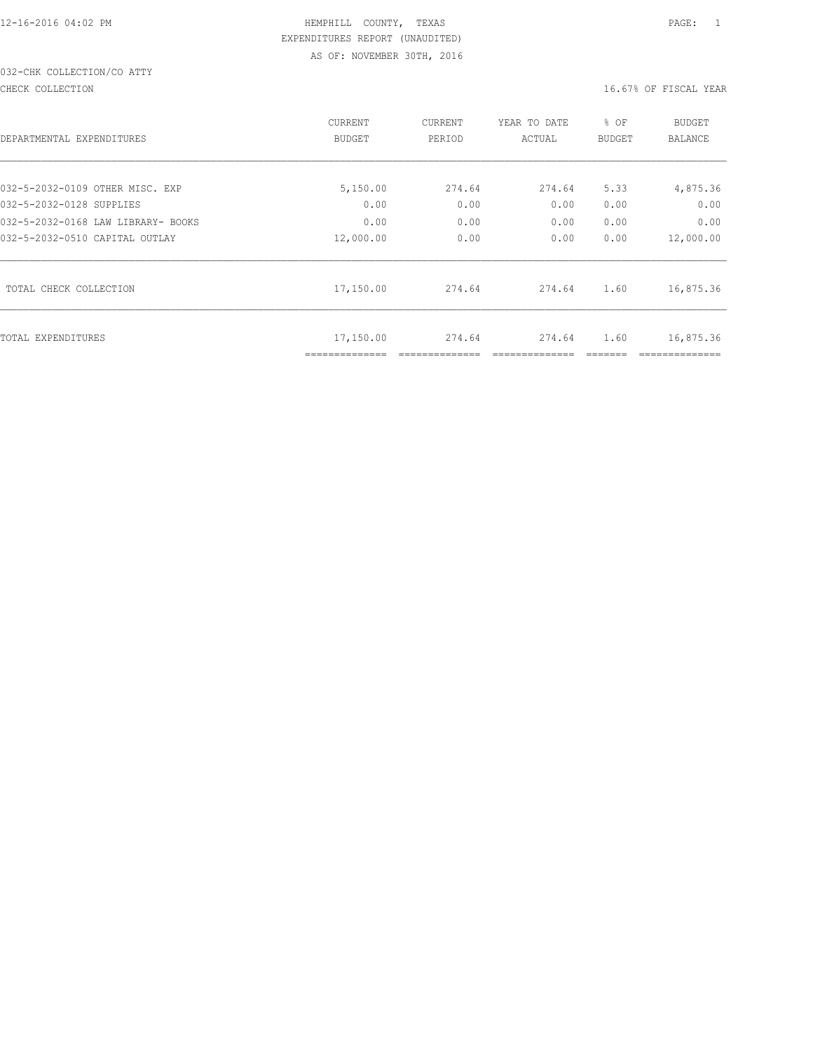HEMPHILL COUNTY, TEXAS

EXPENDITURES REPORT (UNAUDITED)

AS OF: NOVEMBER 30TH, 2016

032-CHK COLLECTION/CO ATTY

CHECK COLLECTION 16.67% OF FISCAL YEAR

| DEPARTMENTAL EXPENDITURES | CURRENT BUDGET | CURRENT PERIOD | YEAR TO DATE ACTUAL | % OF BUDGET | BUDGET BALANCE |
|---|---|---|---|---|---|
| 032-5-2032-0109 OTHER MISC. EXP | 5,150.00 | 274.64 | 274.64 | 5.33 | 4,875.36 |
| 032-5-2032-0128 SUPPLIES | 0.00 | 0.00 | 0.00 | 0.00 | 0.00 |
| 032-5-2032-0168 LAW LIBRARY- BOOKS | 0.00 | 0.00 | 0.00 | 0.00 | 0.00 |
| 032-5-2032-0510 CAPITAL OUTLAY | 12,000.00 | 0.00 | 0.00 | 0.00 | 12,000.00 |
| TOTAL CHECK COLLECTION | 17,150.00 | 274.64 | 274.64 | 1.60 | 16,875.36 |
| TOTAL EXPENDITURES | 17,150.00 | 274.64 | 274.64 | 1.60 | 16,875.36 |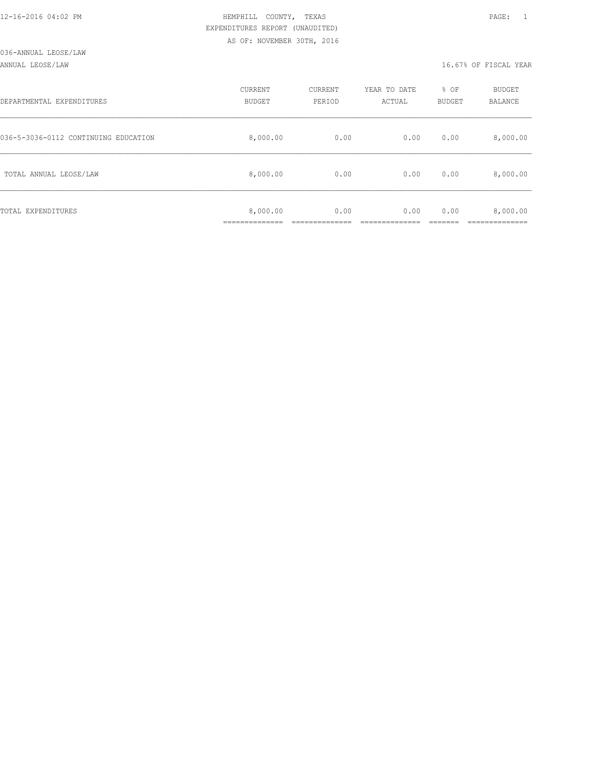HEMPHILL COUNTY, TEXAS

EXPENDITURES REPORT (UNAUDITED)

AS OF: NOVEMBER 30TH, 2016

036-ANNUAL LEOSE/LAW

ANNUAL LEOSE/LAW

16.67% OF FISCAL YEAR

| DEPARTMENTAL EXPENDITURES | CURRENT BUDGET | CURRENT PERIOD | YEAR TO DATE ACTUAL | % OF BUDGET | BUDGET BALANCE |
|---|---|---|---|---|---|
| 036-5-3036-0112 CONTINUING EDUCATION | 8,000.00 | 0.00 | 0.00 | 0.00 | 8,000.00 |
| TOTAL ANNUAL LEOSE/LAW | 8,000.00 | 0.00 | 0.00 | 0.00 | 8,000.00 |
| TOTAL EXPENDITURES | 8,000.00 | 0.00 | 0.00 | 0.00 | 8,000.00 |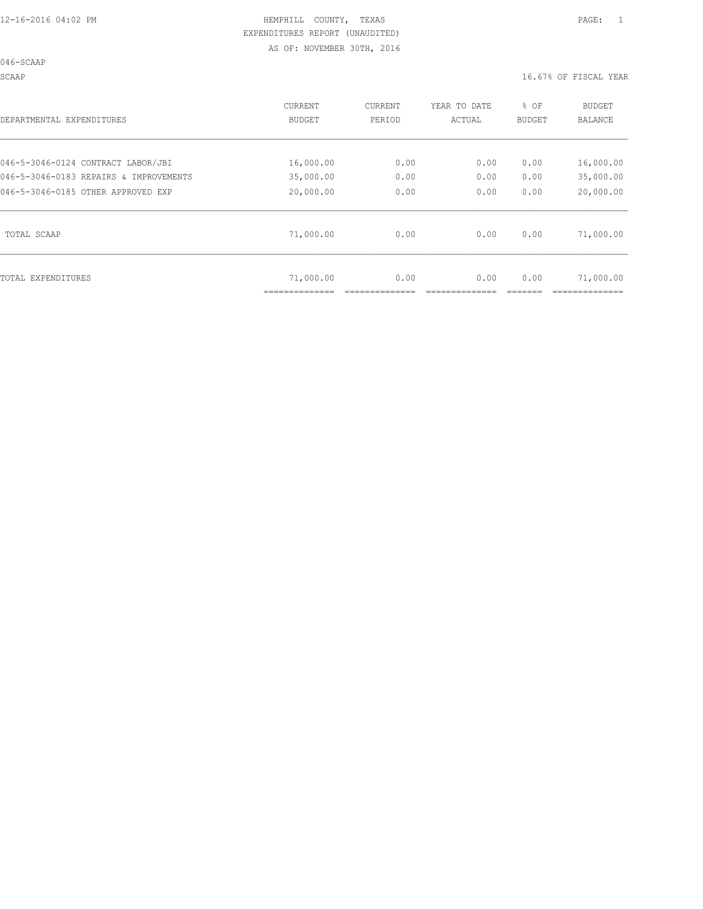HEMPHILL COUNTY, TEXAS
EXPENDITURES REPORT (UNAUDITED)
AS OF: NOVEMBER 30TH, 2016

046-SCAAP

SCAAP 16.67% OF FISCAL YEAR

| DEPARTMENTAL EXPENDITURES | CURRENT BUDGET | CURRENT PERIOD | YEAR TO DATE ACTUAL | % OF BUDGET | BUDGET BALANCE |
|---|---|---|---|---|---|
| 046-5-3046-0124 CONTRACT LABOR/JBI | 16,000.00 | 0.00 | 0.00 | 0.00 | 16,000.00 |
| 046-5-3046-0183 REPAIRS & IMPROVEMENTS | 35,000.00 | 0.00 | 0.00 | 0.00 | 35,000.00 |
| 046-5-3046-0185 OTHER APPROVED EXP | 20,000.00 | 0.00 | 0.00 | 0.00 | 20,000.00 |
| TOTAL SCAAP | 71,000.00 | 0.00 | 0.00 | 0.00 | 71,000.00 |
| TOTAL EXPENDITURES | 71,000.00 | 0.00 | 0.00 | 0.00 | 71,000.00 |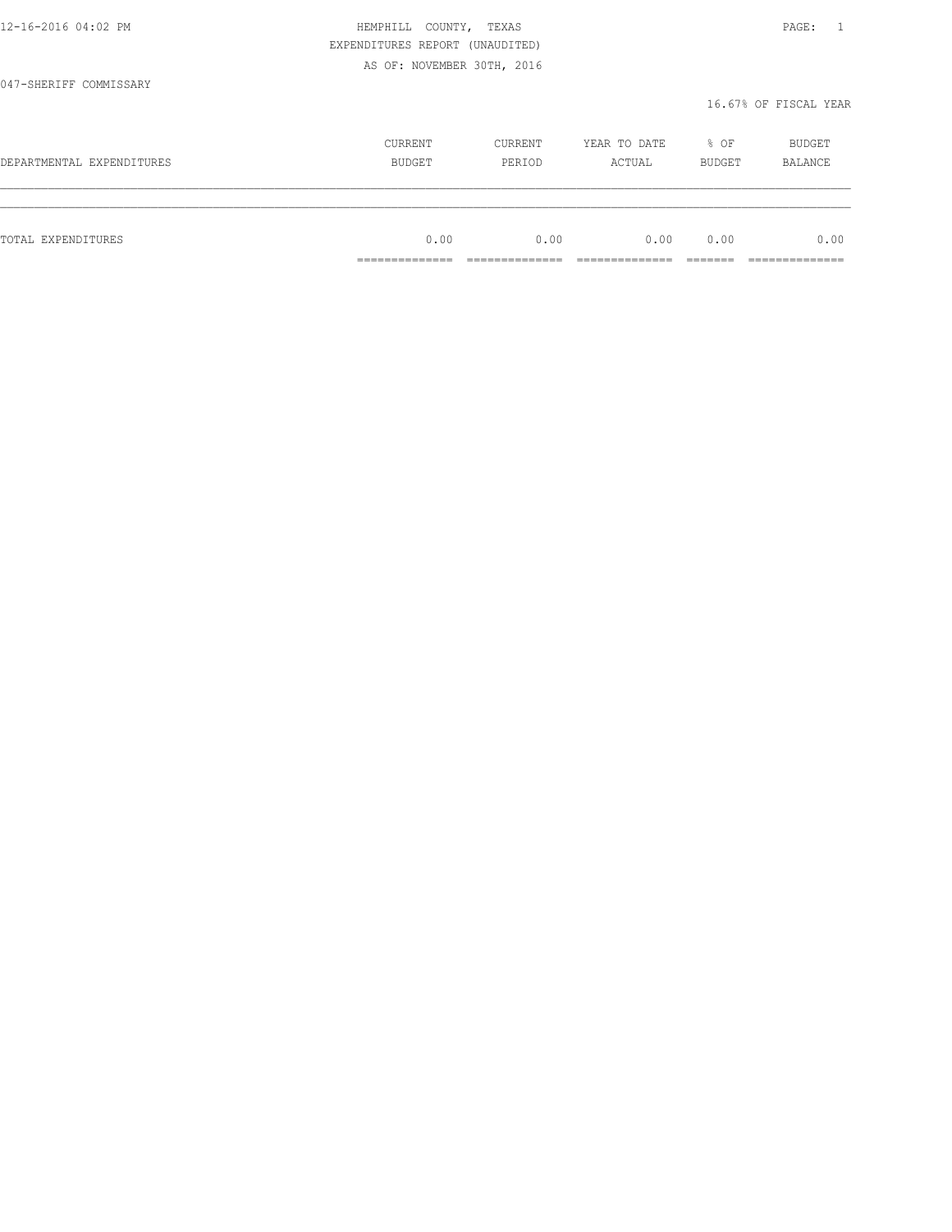HEMPHILL COUNTY, TEXAS
EXPENDITURES REPORT (UNAUDITED)
AS OF: NOVEMBER 30TH, 2016

047-SHERIFF COMMISSARY

16.67% OF FISCAL YEAR

| DEPARTMENTAL EXPENDITURES | CURRENT BUDGET | CURRENT PERIOD | YEAR TO DATE ACTUAL | % OF BUDGET | BUDGET BALANCE |
|---|---|---|---|---|---|
| TOTAL EXPENDITURES | 0.00 | 0.00 | 0.00 | 0.00 | 0.00 |